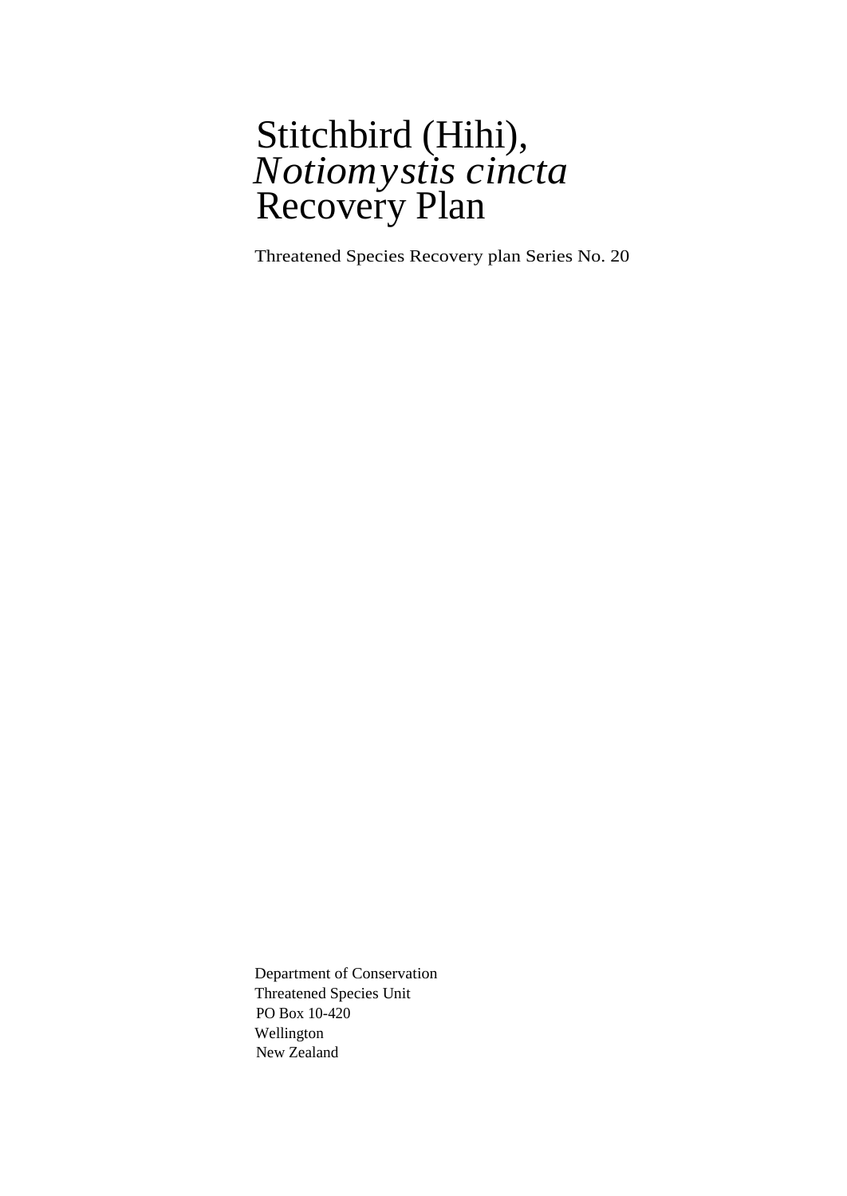# Stitchbird (Hihi), *Notiomystis cincta* Recovery Plan

Threatened Species Recovery plan Series No. 20

Department of Conservation
Threatened Species Unit
PO Box 10-420
Wellington
New Zealand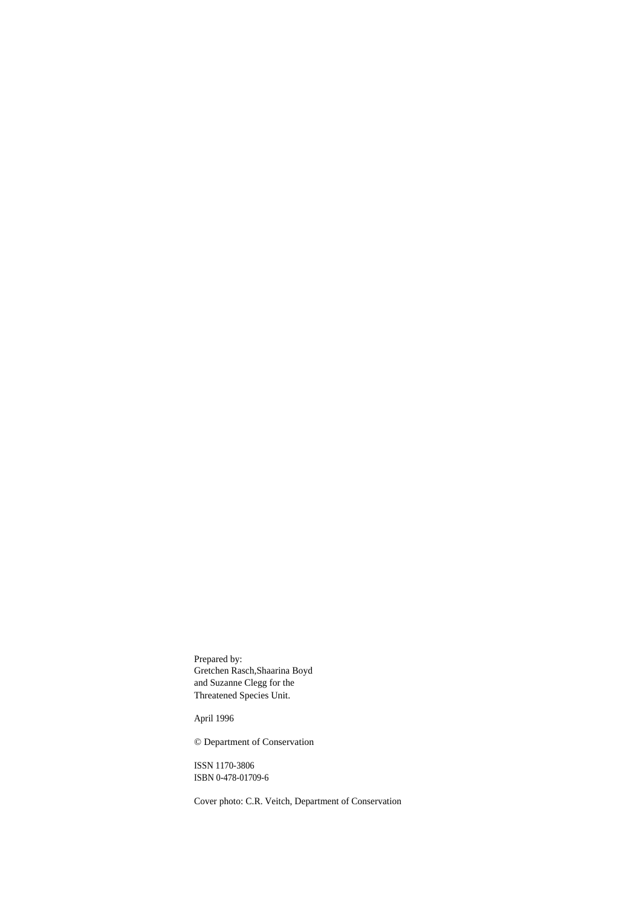Prepared by:
Gretchen Rasch,Shaarina Boyd
and Suzanne Clegg for the
Threatened Species Unit.

April 1996

© Department of Conservation

ISSN 1170-3806
ISBN 0-478-01709-6

Cover photo: C.R. Veitch, Department of Conservation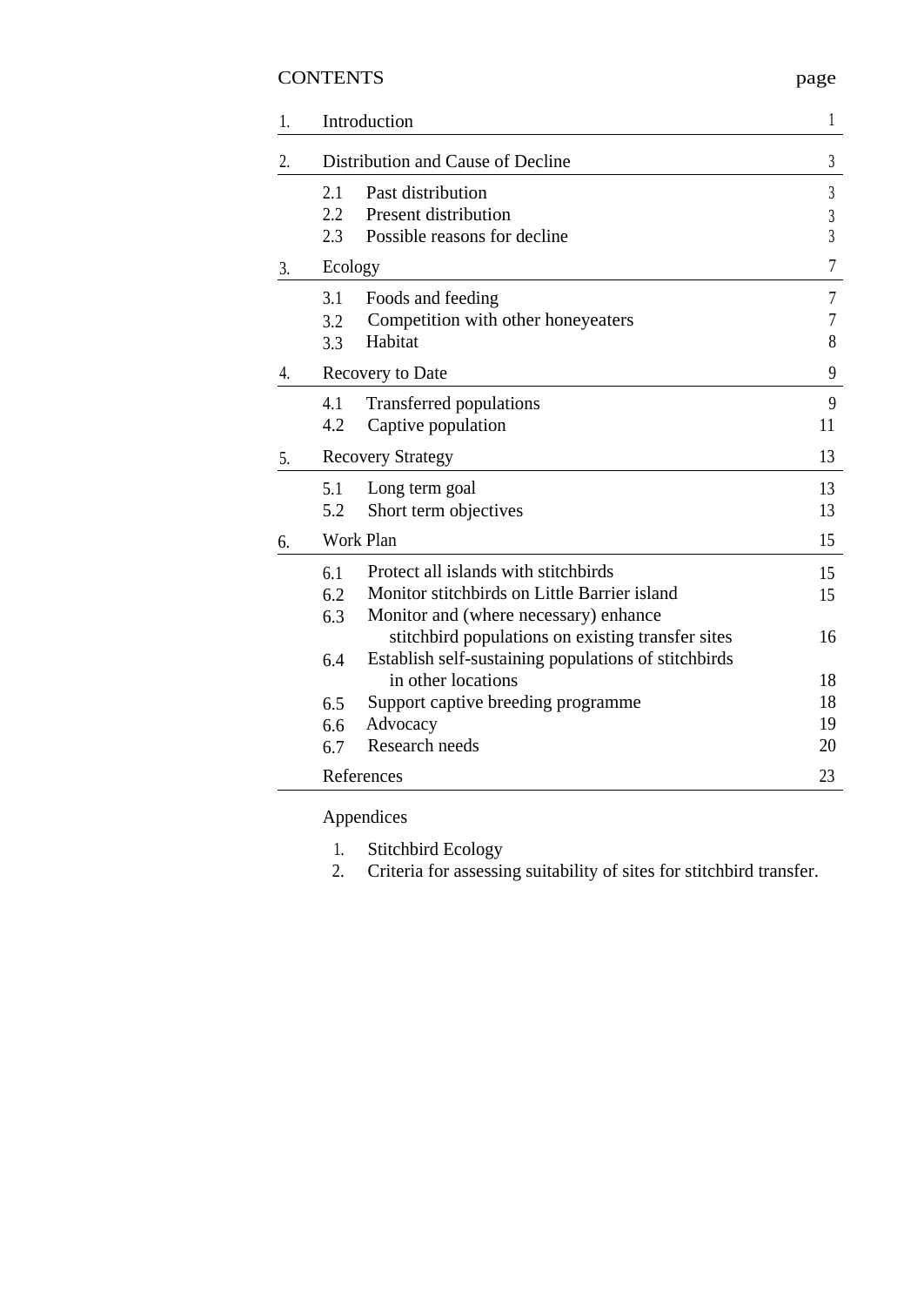# CONTENTS

| | | page |
|---|---|---|
| 1. | Introduction | 1 |
| 2. | Distribution and Cause of Decline | 3 |
| | 2.1 Past distribution | 3 |
| | 2.2 Present distribution | 3 |
| | 2.3 Possible reasons for decline | 3 |
| 3. | Ecology | 7 |
| | 3.1 Foods and feeding | 7 |
| | 3.2 Competition with other honeyeaters | 7 |
| | 3.3 Habitat | 8 |
| 4. | Recovery to Date | 9 |
| | 4.1 Transferred populations | 9 |
| | 4.2 Captive population | 11 |
| 5. | Recovery Strategy | 13 |
| | 5.1 Long term goal | 13 |
| | 5.2 Short term objectives | 13 |
| 6. | Work Plan | 15 |
| | 6.1 Protect all islands with stitchbirds | 15 |
| | 6.2 Monitor stitchbirds on Little Barrier island | 15 |
| | 6.3 Monitor and (where necessary) enhance stitchbird populations on existing transfer sites | 16 |
| | 6.4 Establish self-sustaining populations of stitchbirds in other locations | 18 |
| | 6.5 Support captive breeding programme | 18 |
| | 6.6 Advocacy | 19 |
| | 6.7 Research needs | 20 |
| | References | 23 |

Appendices

1. Stitchbird Ecology
2. Criteria for assessing suitability of sites for stitchbird transfer.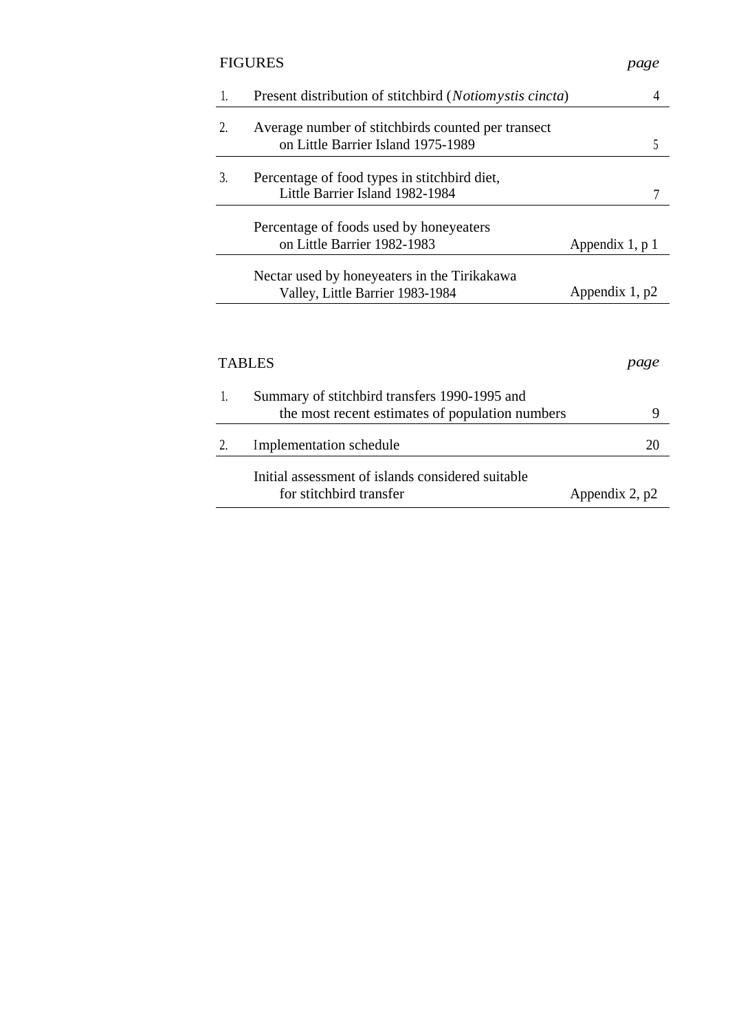| FIGURES | | *page* |
|---|---|---|
| 1. | Present distribution of stitchbird (*Notiomystis cincta*) | 4 |
| 2. | Average number of stitchbirds counted per transect on Little Barrier Island 1975-1989 | 5 |
| 3. | Percentage of food types in stitchbird diet, Little Barrier Island 1982-1984 | 7 |
| | Percentage of foods used by honeyeaters on Little Barrier 1982-1983 | Appendix 1, p 1 |
| | Nectar used by honeyeaters in the Tirikakawa Valley, Little Barrier 1983-1984 | Appendix 1, p2 |

| TABLES | | *page* |
|---|---|---|
| 1. | Summary of stitchbird transfers 1990-1995 and the most recent estimates of population numbers | 9 |
| 2. | Implementation schedule | 20 |
| | Initial assessment of islands considered suitable for stitchbird transfer | Appendix 2, p2 |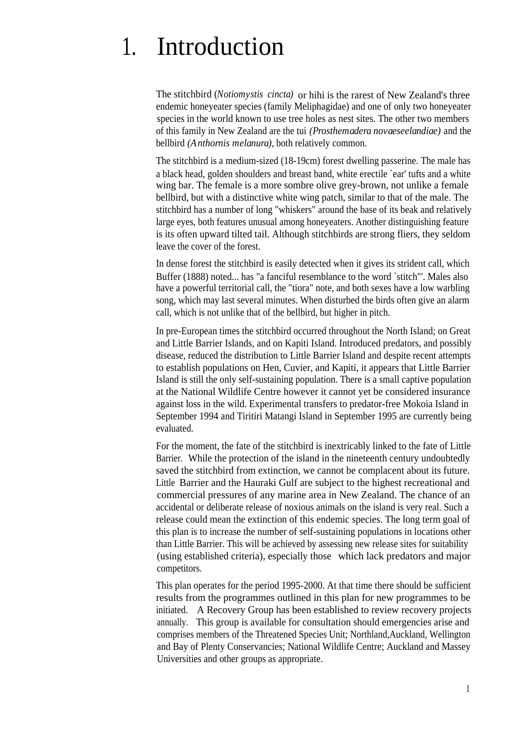# 1. Introduction

The stitchbird (*Notiomystis cincta)* or hihi is the rarest of New Zealand's three endemic honeyeater species (family Meliphagidae) and one of only two honeyeater species in the world known to use tree holes as nest sites. The other two members of this family in New Zealand are the tui *(Prosthemadera novaeseelandiae)* and the bellbird *(Anthornis melanura)*, both relatively common.

The stitchbird is a medium-sized (18-19cm) forest dwelling passerine. The male has a black head, golden shoulders and breast band, white erectile `ear' tufts and a white wing bar. The female is a more sombre olive grey-brown, not unlike a female bellbird, but with a distinctive white wing patch, similar to that of the male. The stitchbird has a number of long "whiskers" around the base of its beak and relatively large eyes, both features unusual among honeyeaters. Another distinguishing feature is its often upward tilted tail. Although stitchbirds are strong fliers, they seldom leave the cover of the forest.

In dense forest the stitchbird is easily detected when it gives its strident call, which Buffer (1888) noted... has "a fanciful resemblance to the word `stitch'". Males also have a powerful territorial call, the "tiora" note, and both sexes have a low warbling song, which may last several minutes. When disturbed the birds often give an alarm call, which is not unlike that of the bellbird, but higher in pitch.

In pre-European times the stitchbird occurred throughout the North Island; on Great and Little Barrier Islands, and on Kapiti Island. Introduced predators, and possibly disease, reduced the distribution to Little Barrier Island and despite recent attempts to establish populations on Hen, Cuvier, and Kapiti, it appears that Little Barrier Island is still the only self-sustaining population. There is a small captive population at the National Wildlife Centre however it cannot yet be considered insurance against loss in the wild. Experimental transfers to predator-free Mokoia Island in September 1994 and Tiritiri Matangi Island in September 1995 are currently being evaluated.

For the moment, the fate of the stitchbird is inextricably linked to the fate of Little Barrier. While the protection of the island in the nineteenth century undoubtedly saved the stitchbird from extinction, we cannot be complacent about its future. Little Barrier and the Hauraki Gulf are subject to the highest recreational and commercial pressures of any marine area in New Zealand. The chance of an accidental or deliberate release of noxious animals on the island is very real. Such a release could mean the extinction of this endemic species. The long term goal of this plan is to increase the number of self-sustaining populations in locations other than Little Barrier. This will be achieved by assessing new release sites for suitability (using established criteria), especially those which lack predators and major competitors.

This plan operates for the period 1995-2000. At that time there should be sufficient results from the programmes outlined in this plan for new programmes to be initiated. A Recovery Group has been established to review recovery projects annually. This group is available for consultation should emergencies arise and comprises members of the Threatened Species Unit; Northland,Auckland, Wellington and Bay of Plenty Conservancies; National Wildlife Centre; Auckland and Massey Universities and other groups as appropriate.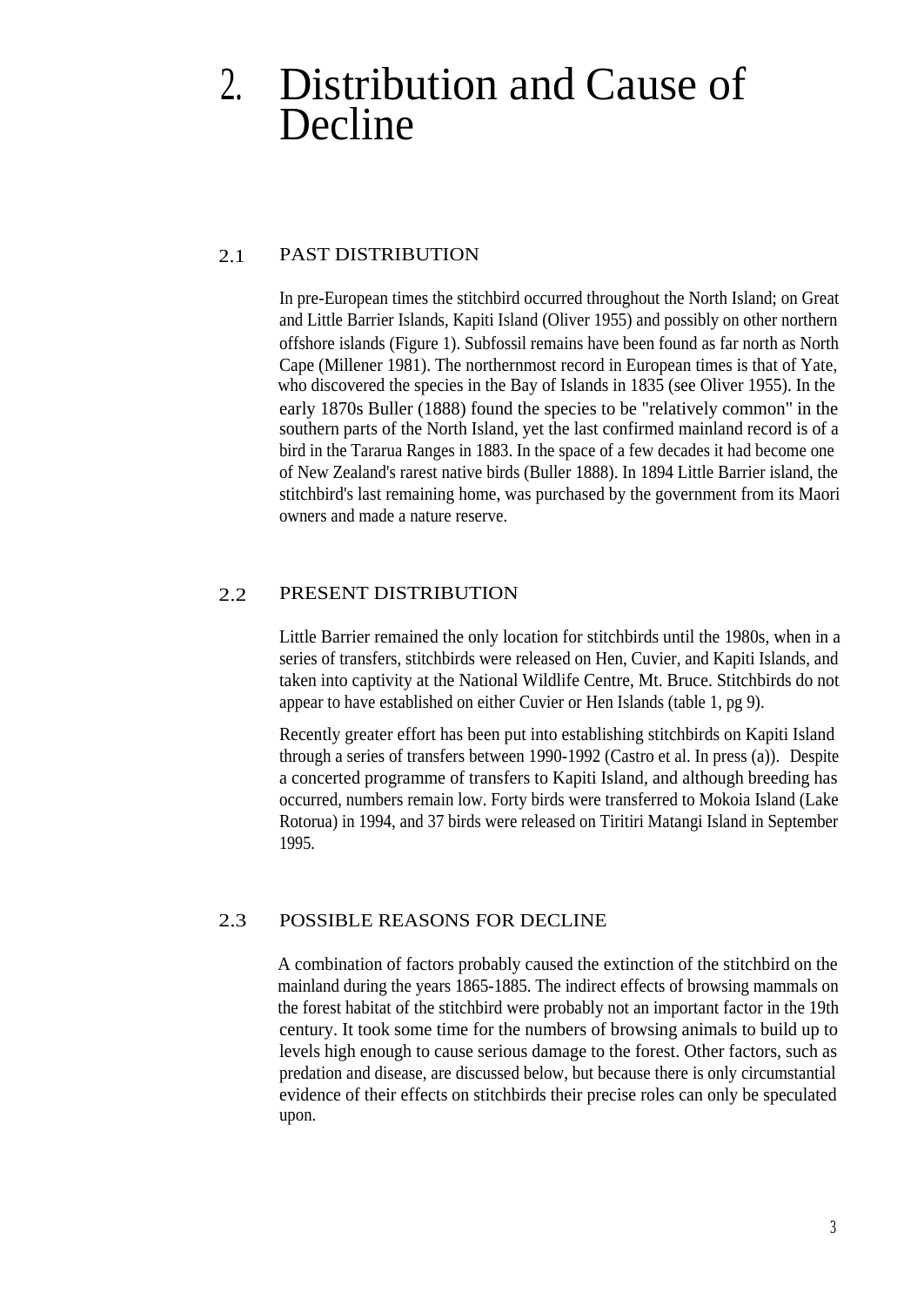# 2. Distribution and Cause of Decline

## 2.1 PAST DISTRIBUTION

In pre-European times the stitchbird occurred throughout the North Island; on Great and Little Barrier Islands, Kapiti Island (Oliver 1955) and possibly on other northern offshore islands (Figure 1). Subfossil remains have been found as far north as North Cape (Millener 1981). The northernmost record in European times is that of Yate, who discovered the species in the Bay of Islands in 1835 (see Oliver 1955). In the early 1870s Buller (1888) found the species to be "relatively common" in the southern parts of the North Island, yet the last confirmed mainland record is of a bird in the Tararua Ranges in 1883. In the space of a few decades it had become one of New Zealand's rarest native birds (Buller 1888). In 1894 Little Barrier island, the stitchbird's last remaining home, was purchased by the government from its Maori owners and made a nature reserve.

## 2.2 PRESENT DISTRIBUTION

Little Barrier remained the only location for stitchbirds until the 1980s, when in a series of transfers, stitchbirds were released on Hen, Cuvier, and Kapiti Islands, and taken into captivity at the National Wildlife Centre, Mt. Bruce. Stitchbirds do not appear to have established on either Cuvier or Hen Islands (table 1, pg 9).

Recently greater effort has been put into establishing stitchbirds on Kapiti Island through a series of transfers between 1990-1992 (Castro et al. In press (a)). Despite a concerted programme of transfers to Kapiti Island, and although breeding has occurred, numbers remain low. Forty birds were transferred to Mokoia Island (Lake Rotorua) in 1994, and 37 birds were released on Tiritiri Matangi Island in September 1995.

## 2.3 POSSIBLE REASONS FOR DECLINE

A combination of factors probably caused the extinction of the stitchbird on the mainland during the years 1865-1885. The indirect effects of browsing mammals on the forest habitat of the stitchbird were probably not an important factor in the 19th century. It took some time for the numbers of browsing animals to build up to levels high enough to cause serious damage to the forest. Other factors, such as predation and disease, are discussed below, but because there is only circumstantial evidence of their effects on stitchbirds their precise roles can only be speculated upon.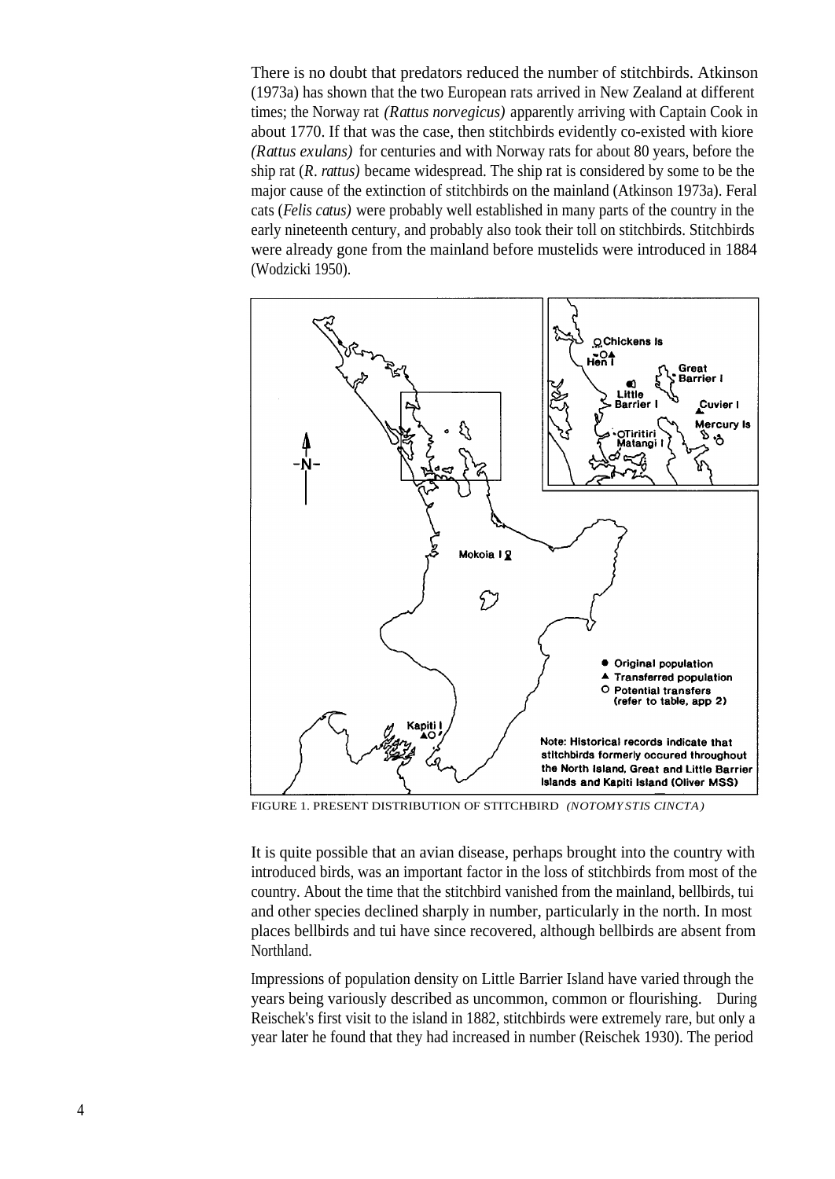There is no doubt that predators reduced the number of stitchbirds. Atkinson (1973a) has shown that the two European rats arrived in New Zealand at different times; the Norway rat *(Rattus norvegicus)* apparently arriving with Captain Cook in about 1770. If that was the case, then stitchbirds evidently co-existed with kiore *(Rattus exulans)* for centuries and with Norway rats for about 80 years, before the ship rat (*R. rattus)* became widespread. The ship rat is considered by some to be the major cause of the extinction of stitchbirds on the mainland (Atkinson 1973a). Feral cats (*Felis catus)* were probably well established in many parts of the country in the early nineteenth century, and probably also took their toll on stitchbirds. Stitchbirds were already gone from the mainland before mustelids were introduced in 1884 (Wodzicki 1950).

FIGURE 1. PRESENT DISTRIBUTION OF STITCHBIRD *(NOTOMYSTIS CINCTA)*

It is quite possible that an avian disease, perhaps brought into the country with introduced birds, was an important factor in the loss of stitchbirds from most of the country. About the time that the stitchbird vanished from the mainland, bellbirds, tui and other species declined sharply in number, particularly in the north. In most places bellbirds and tui have since recovered, although bellbirds are absent from Northland.

Impressions of population density on Little Barrier Island have varied through the years being variously described as uncommon, common or flourishing. During Reischek's first visit to the island in 1882, stitchbirds were extremely rare, but only a year later he found that they had increased in number (Reischek 1930). The period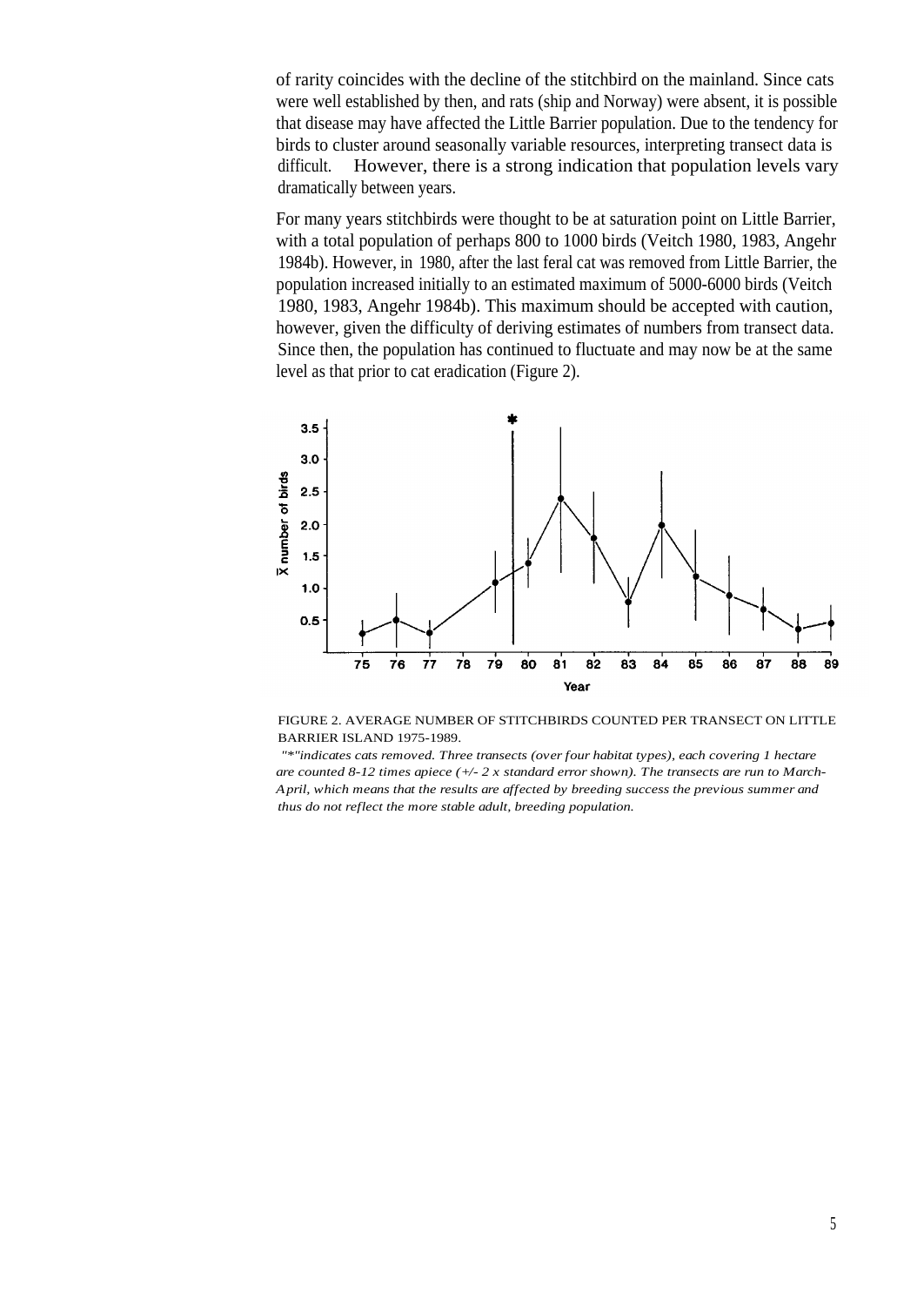of rarity coincides with the decline of the stitchbird on the mainland. Since cats were well established by then, and rats (ship and Norway) were absent, it is possible that disease may have affected the Little Barrier population. Due to the tendency for birds to cluster around seasonally variable resources, interpreting transect data is difficult. However, there is a strong indication that population levels vary dramatically between years.

For many years stitchbirds were thought to be at saturation point on Little Barrier, with a total population of perhaps 800 to 1000 birds (Veitch 1980, 1983, Angehr 1984b). However, in 1980, after the last feral cat was removed from Little Barrier, the population increased initially to an estimated maximum of 5000-6000 birds (Veitch 1980, 1983, Angehr 1984b). This maximum should be accepted with caution, however, given the difficulty of deriving estimates of numbers from transect data. Since then, the population has continued to fluctuate and may now be at the same level as that prior to cat eradication (Figure 2).

FIGURE 2. AVERAGE NUMBER OF STITCHBIRDS COUNTED PER TRANSECT ON LITTLE BARRIER ISLAND 1975-1989.

*"*"indicates cats removed. Three transects (over four habitat types), each covering 1 hectare are counted 8-12 times apiece (+/- 2 x standard error shown). The transects are run to March-April, which means that the results are affected by breeding success the previous summer and thus do not reflect the more stable adult, breeding population.*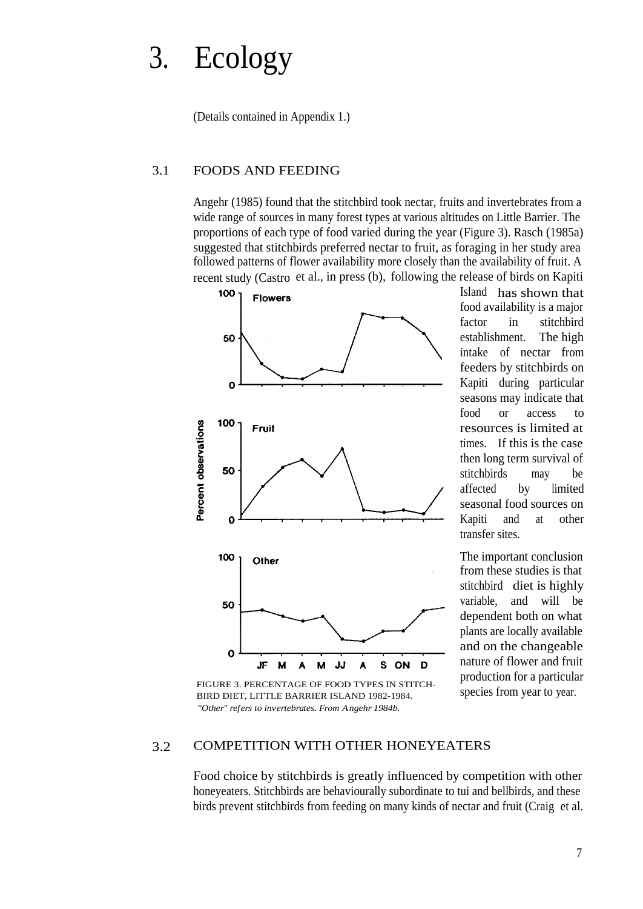# 3. Ecology

(Details contained in Appendix 1.)

## 3.1 FOODS AND FEEDING

Angehr (1985) found that the stitchbird took nectar, fruits and invertebrates from a wide range of sources in many forest types at various altitudes on Little Barrier. The proportions of each type of food varied during the year (Figure 3). Rasch (1985a) suggested that stitchbirds preferred nectar to fruit, as foraging in her study area followed patterns of flower availability more closely than the availability of fruit. A recent study (Castro et al., in press (b), following the release of birds on Kapiti Island has shown that food availability is a major factor in stitchbird establishment. The high intake of nectar from feeders by stitchbirds on Kapiti during particular seasons may indicate that food or access to resources is limited at times. If this is the case then long term survival of stitchbirds may be affected by limited seasonal food sources on Kapiti and at other transfer sites.

The important conclusion from these studies is that stitchbird diet is highly variable, and will be dependent both on what plants are locally available and on the changeable nature of flower and fruit production for a particular species from year to year.

FIGURE 3. PERCENTAGE OF FOOD TYPES IN STITCHBIRD DIET, LITTLE BARRIER ISLAND 1982-1984. *"Other" refers to invertebrates. From Angehr 1984b.*

## 3.2 COMPETITION WITH OTHER HONEYEATERS

Food choice by stitchbirds is greatly influenced by competition with other honeyeaters. Stitchbirds are behaviourally subordinate to tui and bellbirds, and these birds prevent stitchbirds from feeding on many kinds of nectar and fruit (Craig et al.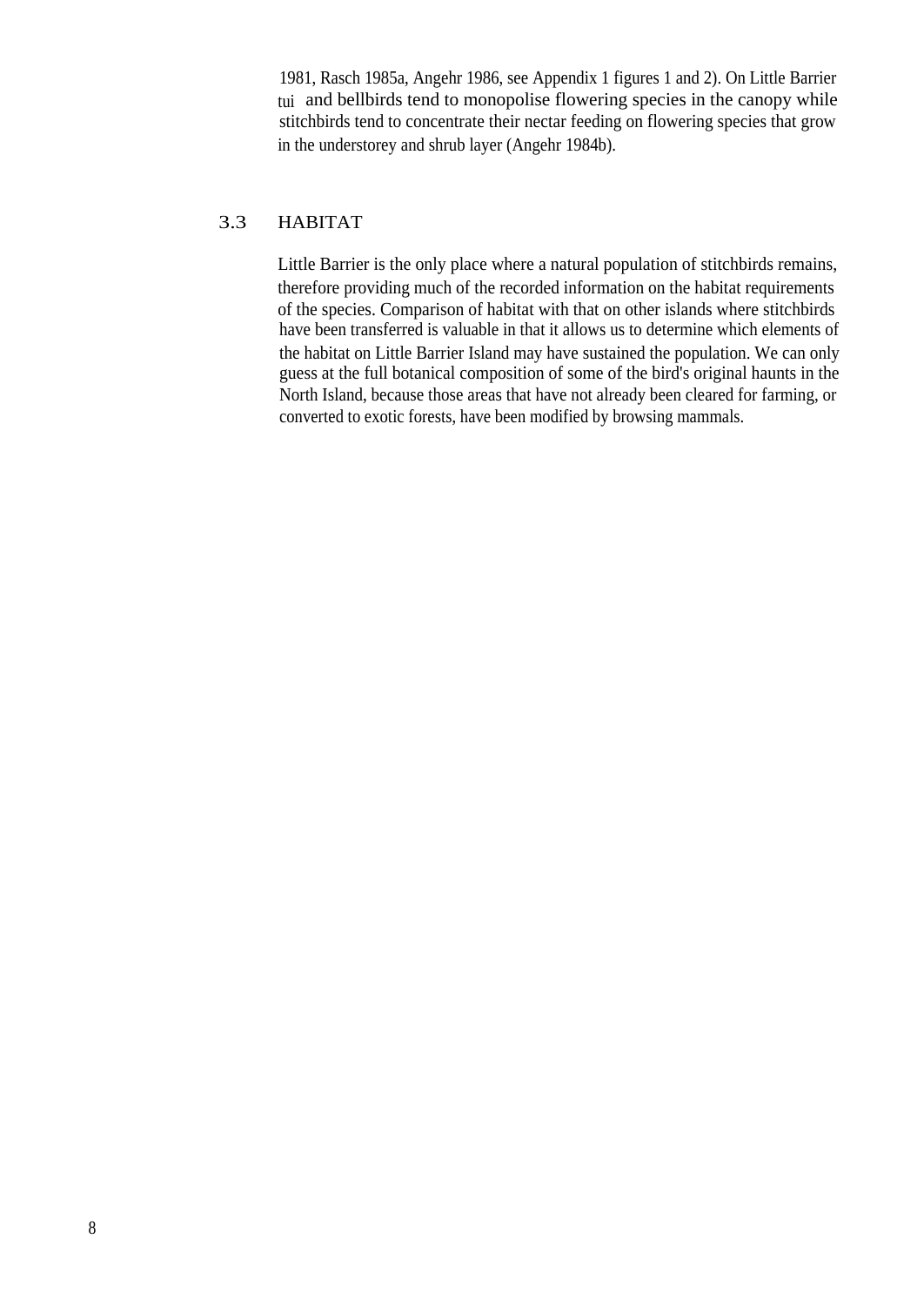1981, Rasch 1985a, Angehr 1986, see Appendix 1 figures 1 and 2). On Little Barrier tui and bellbirds tend to monopolise flowering species in the canopy while stitchbirds tend to concentrate their nectar feeding on flowering species that grow in the understorey and shrub layer (Angehr 1984b).

## 3.3 HABITAT

Little Barrier is the only place where a natural population of stitchbirds remains, therefore providing much of the recorded information on the habitat requirements of the species. Comparison of habitat with that on other islands where stitchbirds have been transferred is valuable in that it allows us to determine which elements of the habitat on Little Barrier Island may have sustained the population. We can only guess at the full botanical composition of some of the bird's original haunts in the North Island, because those areas that have not already been cleared for farming, or converted to exotic forests, have been modified by browsing mammals.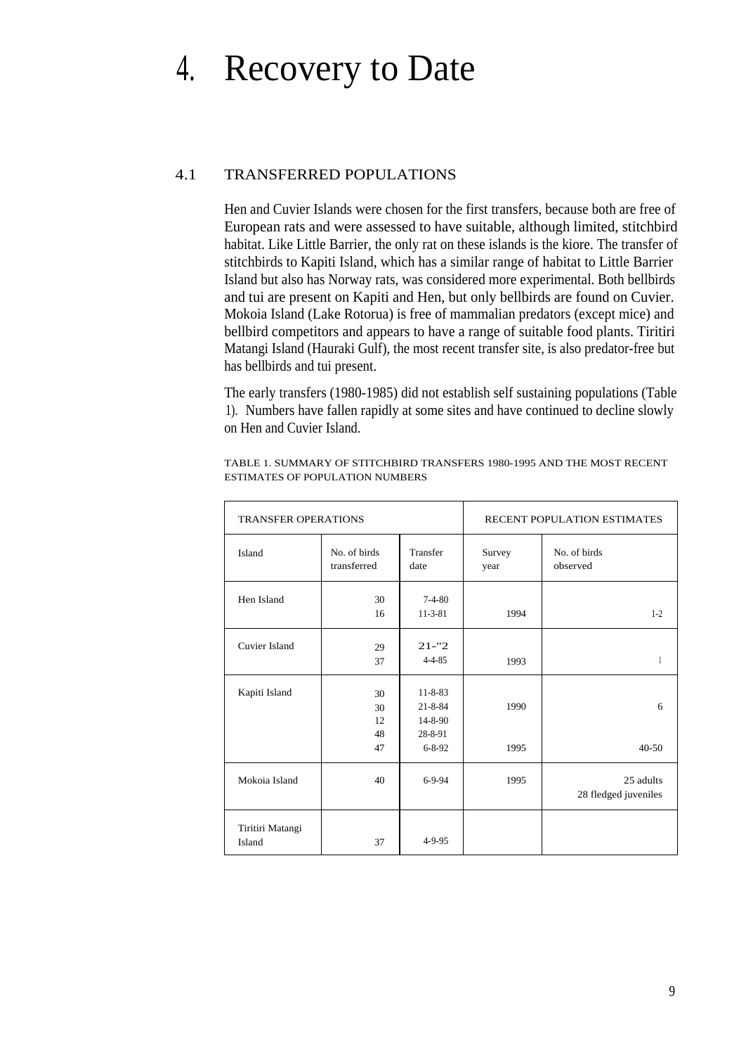# 4. Recovery to Date

## 4.1 TRANSFERRED POPULATIONS

Hen and Cuvier Islands were chosen for the first transfers, because both are free of European rats and were assessed to have suitable, although limited, stitchbird habitat. Like Little Barrier, the only rat on these islands is the kiore. The transfer of stitchbirds to Kapiti Island, which has a similar range of habitat to Little Barrier Island but also has Norway rats, was considered more experimental. Both bellbirds and tui are present on Kapiti and Hen, but only bellbirds are found on Cuvier. Mokoia Island (Lake Rotorua) is free of mammalian predators (except mice) and bellbird competitors and appears to have a range of suitable food plants. Tiritiri Matangi Island (Hauraki Gulf), the most recent transfer site, is also predator-free but has bellbirds and tui present.

The early transfers (1980-1985) did not establish self sustaining populations (Table 1). Numbers have fallen rapidly at some sites and have continued to decline slowly on Hen and Cuvier Island.

TABLE 1. SUMMARY OF STITCHBIRD TRANSFERS 1980-1995 AND THE MOST RECENT ESTIMATES OF POPULATION NUMBERS

| TRANSFER OPERATIONS | | | RECENT POPULATION ESTIMATES | |
|---|---|---|---|---|
| Island | No. of birds transferred | Transfer date | Survey year | No. of birds observed |
| Hen Island | 30<br>16 | 7-4-80<br>11-3-81 | 1994 | 1-2 |
| Cuvier Island | 29<br>37 | 21-"2<br>4-4-85 | 1993 | 1 |
| Kapiti Island | 30<br>30<br>12<br>48<br>47 | 11-8-83<br>21-8-84<br>14-8-90<br>28-8-91<br>6-8-92 | 1990<br><br><br><br>1995 | 6<br><br><br><br>40-50 |
| Mokoia Island | 40 | 6-9-94 | 1995 | 25 adults<br>28 fledged juveniles |
| Tiritiri Matangi Island | 37 | 4-9-95 | | |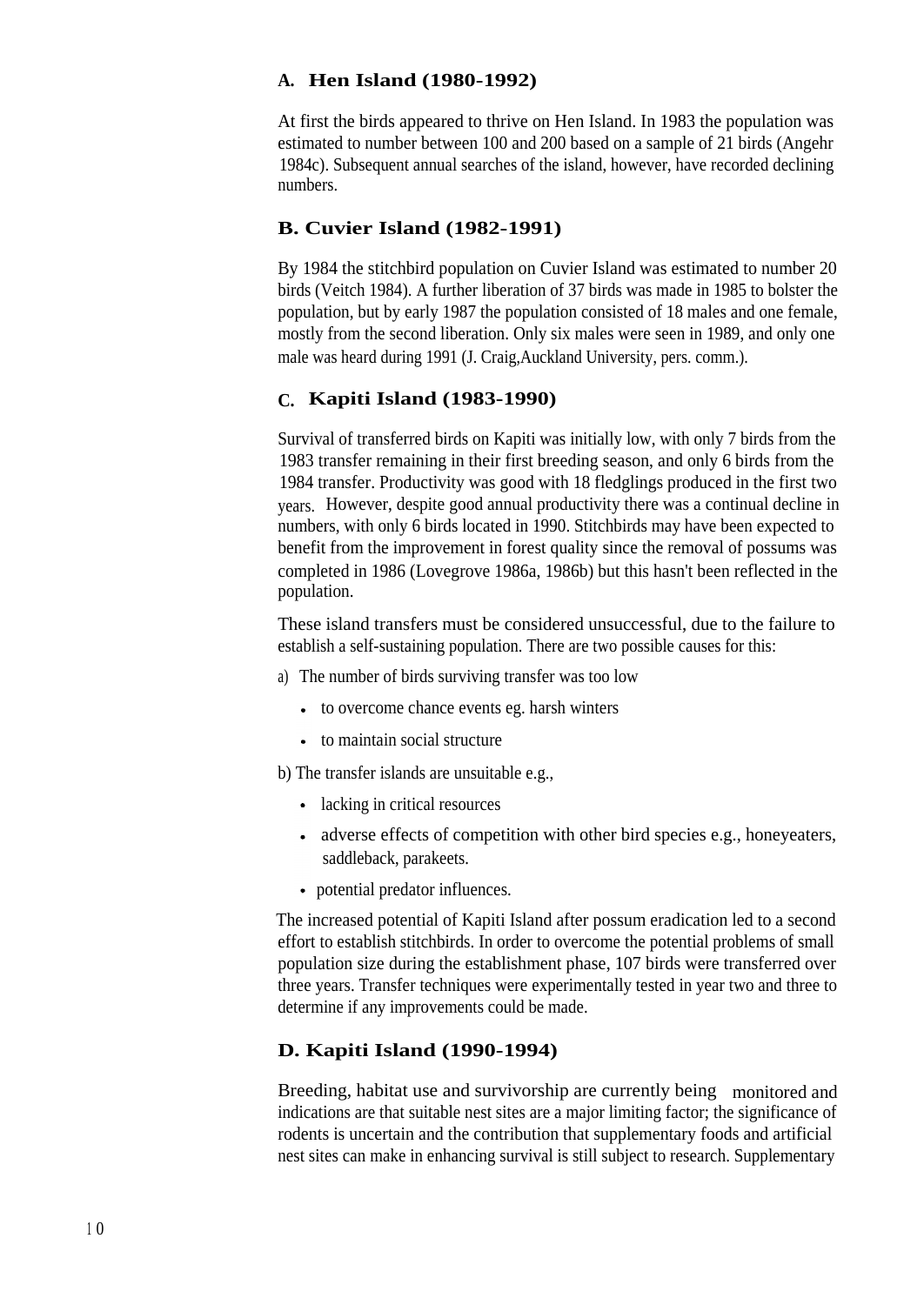### A. Hen Island (1980-1992)

At first the birds appeared to thrive on Hen Island. In 1983 the population was estimated to number between 100 and 200 based on a sample of 21 birds (Angehr 1984c). Subsequent annual searches of the island, however, have recorded declining numbers.

### B. Cuvier Island (1982-1991)

By 1984 the stitchbird population on Cuvier Island was estimated to number 20 birds (Veitch 1984). A further liberation of 37 birds was made in 1985 to bolster the population, but by early 1987 the population consisted of 18 males and one female, mostly from the second liberation. Only six males were seen in 1989, and only one male was heard during 1991 (J. Craig,Auckland University, pers. comm.).

### C. Kapiti Island (1983-1990)

Survival of transferred birds on Kapiti was initially low, with only 7 birds from the 1983 transfer remaining in their first breeding season, and only 6 birds from the 1984 transfer. Productivity was good with 18 fledglings produced in the first two years. However, despite good annual productivity there was a continual decline in numbers, with only 6 birds located in 1990. Stitchbirds may have been expected to benefit from the improvement in forest quality since the removal of possums was completed in 1986 (Lovegrove 1986a, 1986b) but this hasn't been reflected in the population.

These island transfers must be considered unsuccessful, due to the failure to establish a self-sustaining population. There are two possible causes for this:

a) The number of birds surviving transfer was too low

- to overcome chance events eg. harsh winters
- to maintain social structure

b) The transfer islands are unsuitable e.g.,

- lacking in critical resources
- adverse effects of competition with other bird species e.g., honeyeaters, saddleback, parakeets.
- potential predator influences.

The increased potential of Kapiti Island after possum eradication led to a second effort to establish stitchbirds. In order to overcome the potential problems of small population size during the establishment phase, 107 birds were transferred over three years. Transfer techniques were experimentally tested in year two and three to determine if any improvements could be made.

### D. Kapiti Island (1990-1994)

Breeding, habitat use and survivorship are currently being monitored and indications are that suitable nest sites are a major limiting factor; the significance of rodents is uncertain and the contribution that supplementary foods and artificial nest sites can make in enhancing survival is still subject to research. Supplementary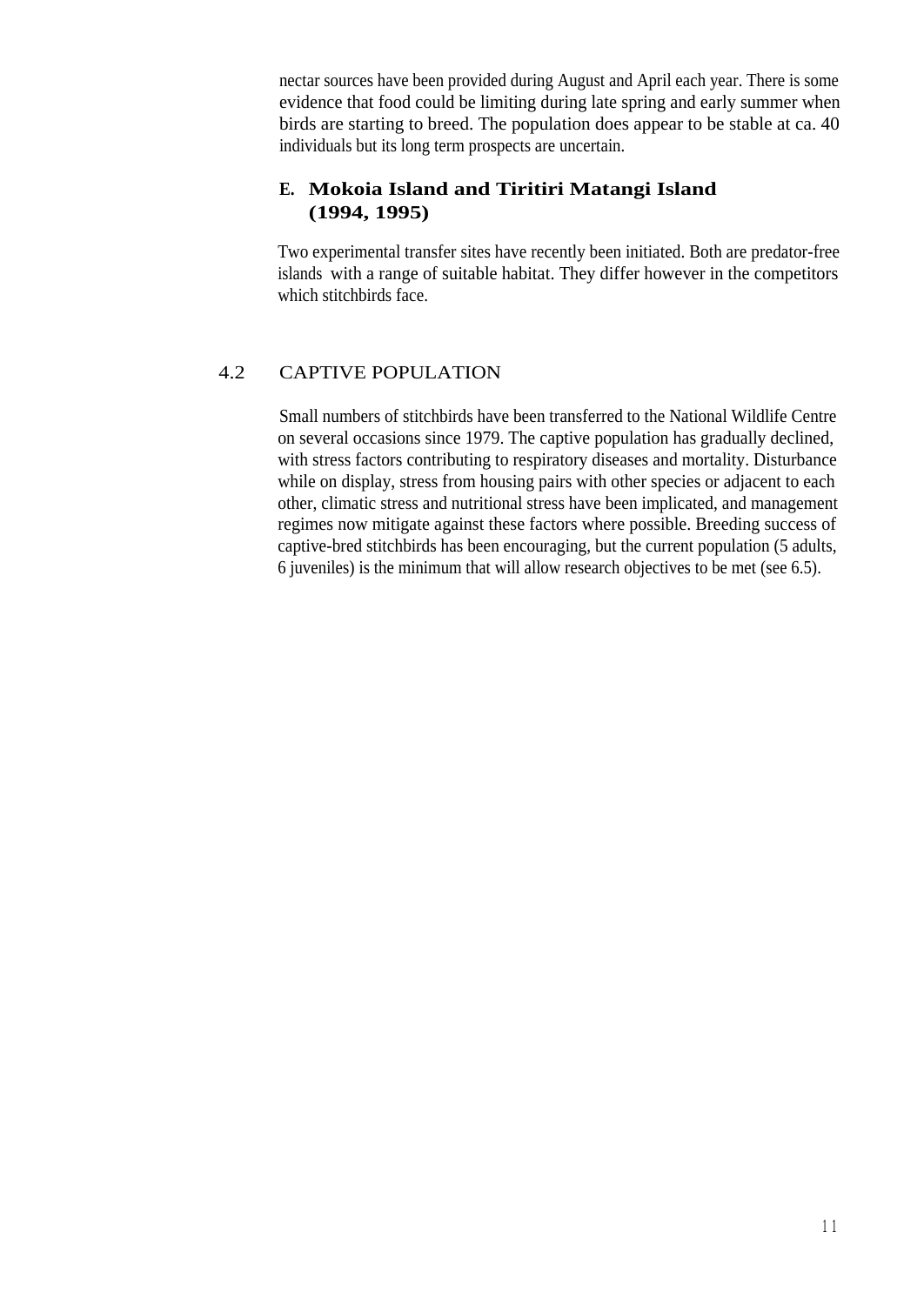nectar sources have been provided during August and April each year. There is some evidence that food could be limiting during late spring and early summer when birds are starting to breed. The population does appear to be stable at ca. 40 individuals but its long term prospects are uncertain.

### E. Mokoia Island and Tiritiri Matangi Island (1994, 1995)

Two experimental transfer sites have recently been initiated. Both are predator-free islands with a range of suitable habitat. They differ however in the competitors which stitchbirds face.

## 4.2 CAPTIVE POPULATION

Small numbers of stitchbirds have been transferred to the National Wildlife Centre on several occasions since 1979. The captive population has gradually declined, with stress factors contributing to respiratory diseases and mortality. Disturbance while on display, stress from housing pairs with other species or adjacent to each other, climatic stress and nutritional stress have been implicated, and management regimes now mitigate against these factors where possible. Breeding success of captive-bred stitchbirds has been encouraging, but the current population (5 adults, 6 juveniles) is the minimum that will allow research objectives to be met (see 6.5).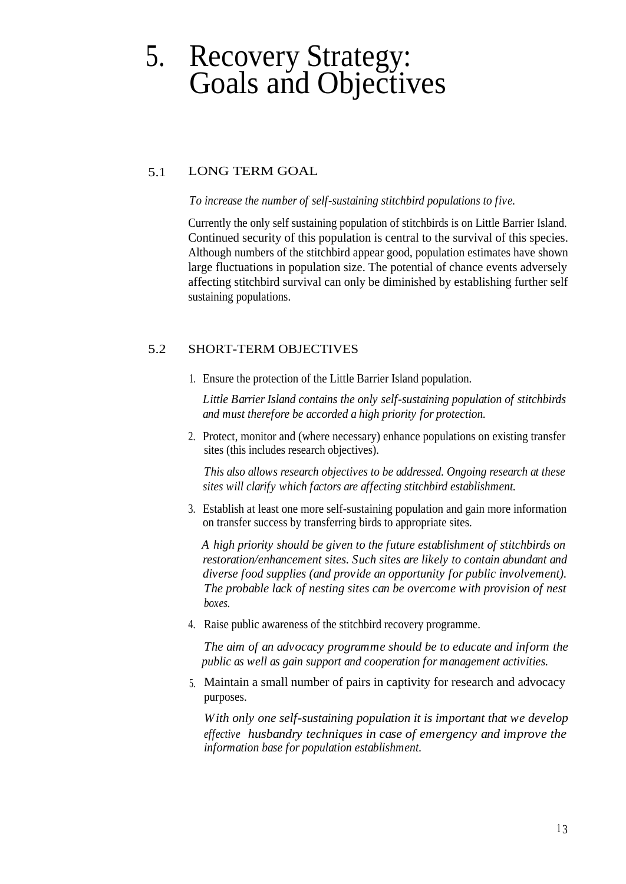# 5. Recovery Strategy: Goals and Objectives

## 5.1 LONG TERM GOAL

*To increase the number of self-sustaining stitchbird populations to five.*

Currently the only self sustaining population of stitchbirds is on Little Barrier Island. Continued security of this population is central to the survival of this species. Although numbers of the stitchbird appear good, population estimates have shown large fluctuations in population size. The potential of chance events adversely affecting stitchbird survival can only be diminished by establishing further self sustaining populations.

## 5.2 SHORT-TERM OBJECTIVES

1. Ensure the protection of the Little Barrier Island population.

   *Little Barrier Island contains the only self-sustaining population of stitchbirds and must therefore be accorded a high priority for protection.*

2. Protect, monitor and (where necessary) enhance populations on existing transfer sites (this includes research objectives).

   *This also allows research objectives to be addressed. Ongoing research at these sites will clarify which factors are affecting stitchbird establishment.*

3. Establish at least one more self-sustaining population and gain more information on transfer success by transferring birds to appropriate sites.

   *A high priority should be given to the future establishment of stitchbirds on restoration/enhancement sites. Such sites are likely to contain abundant and diverse food supplies (and provide an opportunity for public involvement). The probable lack of nesting sites can be overcome with provision of nest boxes.*

4. Raise public awareness of the stitchbird recovery programme.

   *The aim of an advocacy programme should be to educate and inform the public as well as gain support and cooperation for management activities.*

5. Maintain a small number of pairs in captivity for research and advocacy purposes.

   *With only one self-sustaining population it is important that we develop effective husbandry techniques in case of emergency and improve the information base for population establishment.*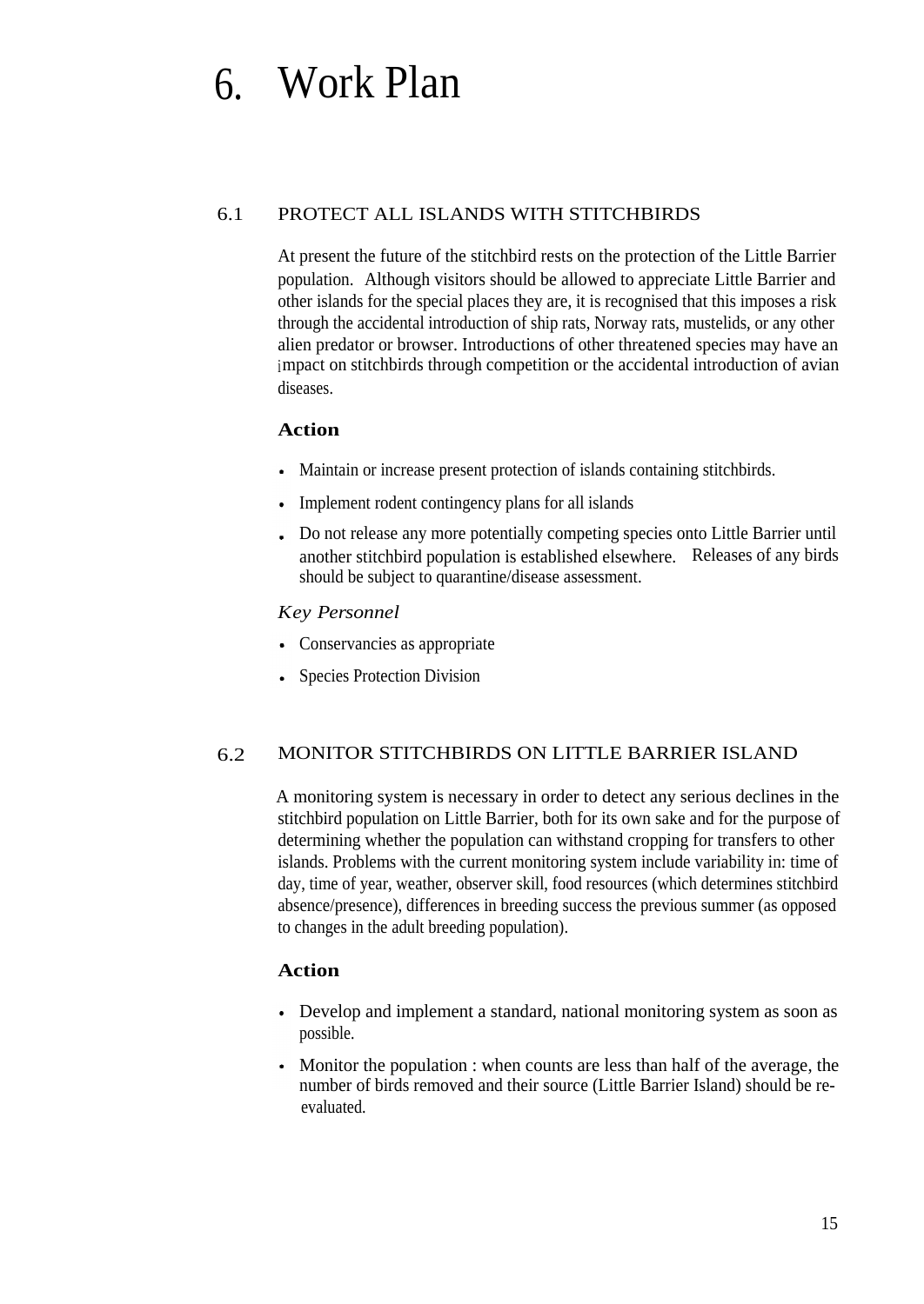# 6. Work Plan

## 6.1 PROTECT ALL ISLANDS WITH STITCHBIRDS

At present the future of the stitchbird rests on the protection of the Little Barrier population. Although visitors should be allowed to appreciate Little Barrier and other islands for the special places they are, it is recognised that this imposes a risk through the accidental introduction of ship rats, Norway rats, mustelids, or any other alien predator or browser. Introductions of other threatened species may have an impact on stitchbirds through competition or the accidental introduction of avian diseases.

### Action

- Maintain or increase present protection of islands containing stitchbirds.
- Implement rodent contingency plans for all islands
- Do not release any more potentially competing species onto Little Barrier until another stitchbird population is established elsewhere. Releases of any birds should be subject to quarantine/disease assessment.

*Key Personnel*

- Conservancies as appropriate
- Species Protection Division

## 6.2 MONITOR STITCHBIRDS ON LITTLE BARRIER ISLAND

A monitoring system is necessary in order to detect any serious declines in the stitchbird population on Little Barrier, both for its own sake and for the purpose of determining whether the population can withstand cropping for transfers to other islands. Problems with the current monitoring system include variability in: time of day, time of year, weather, observer skill, food resources (which determines stitchbird absence/presence), differences in breeding success the previous summer (as opposed to changes in the adult breeding population).

### Action

- Develop and implement a standard, national monitoring system as soon as possible.
- Monitor the population : when counts are less than half of the average, the number of birds removed and their source (Little Barrier Island) should be re-evaluated.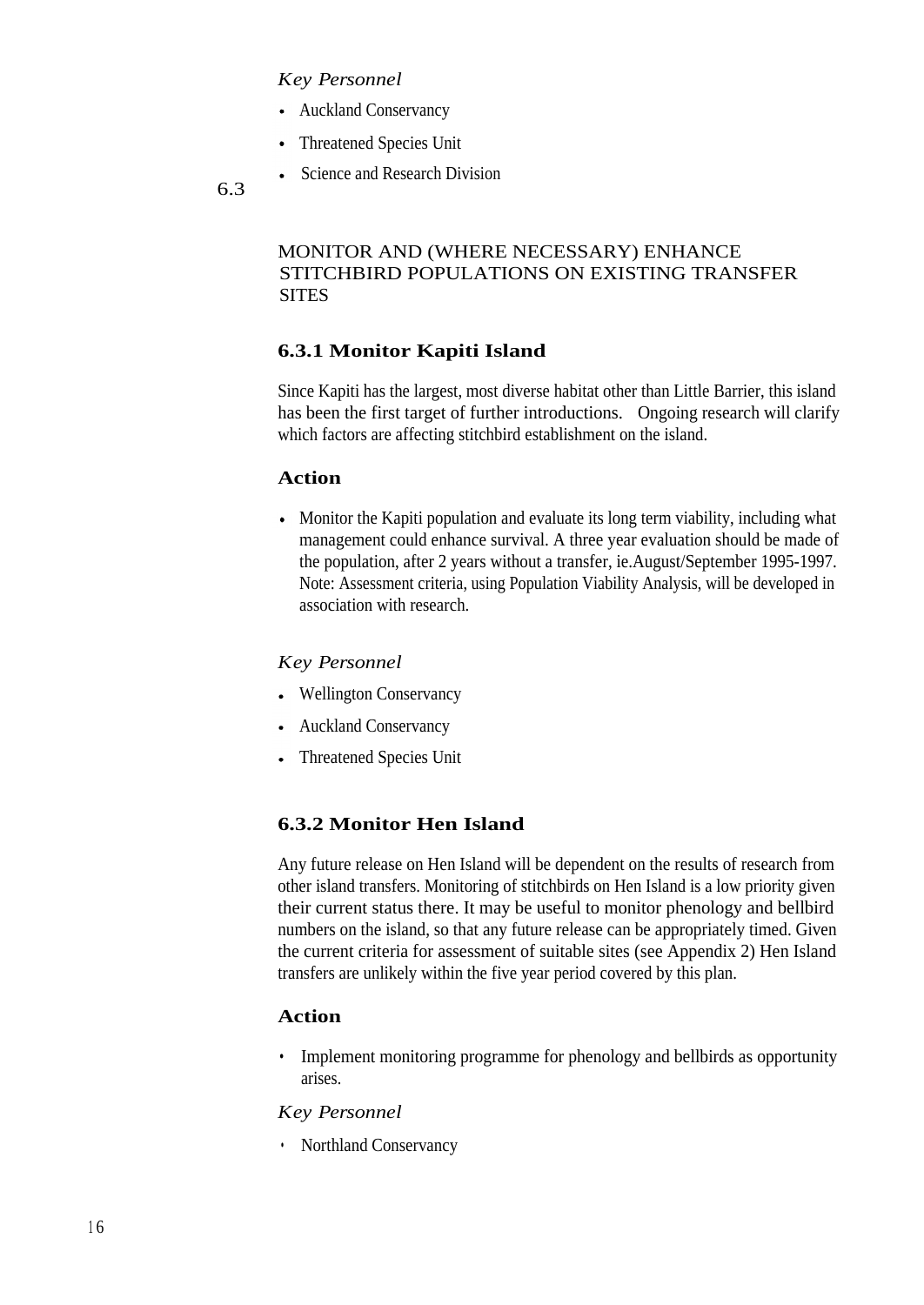*Key Personnel*

- Auckland Conservancy
- Threatened Species Unit
- Science and Research Division

## 6.3 MONITOR AND (WHERE NECESSARY) ENHANCE STITCHBIRD POPULATIONS ON EXISTING TRANSFER SITES

### 6.3.1 Monitor Kapiti Island

Since Kapiti has the largest, most diverse habitat other than Little Barrier, this island has been the first target of further introductions. Ongoing research will clarify which factors are affecting stitchbird establishment on the island.

#### Action

- Monitor the Kapiti population and evaluate its long term viability, including what management could enhance survival. A three year evaluation should be made of the population, after 2 years without a transfer, ie.August/September 1995-1997. Note: Assessment criteria, using Population Viability Analysis, will be developed in association with research.

*Key Personnel*

- Wellington Conservancy
- Auckland Conservancy
- Threatened Species Unit

### 6.3.2 Monitor Hen Island

Any future release on Hen Island will be dependent on the results of research from other island transfers. Monitoring of stitchbirds on Hen Island is a low priority given their current status there. It may be useful to monitor phenology and bellbird numbers on the island, so that any future release can be appropriately timed. Given the current criteria for assessment of suitable sites (see Appendix 2) Hen Island transfers are unlikely within the five year period covered by this plan.

#### Action

- Implement monitoring programme for phenology and bellbirds as opportunity arises.

*Key Personnel*

- Northland Conservancy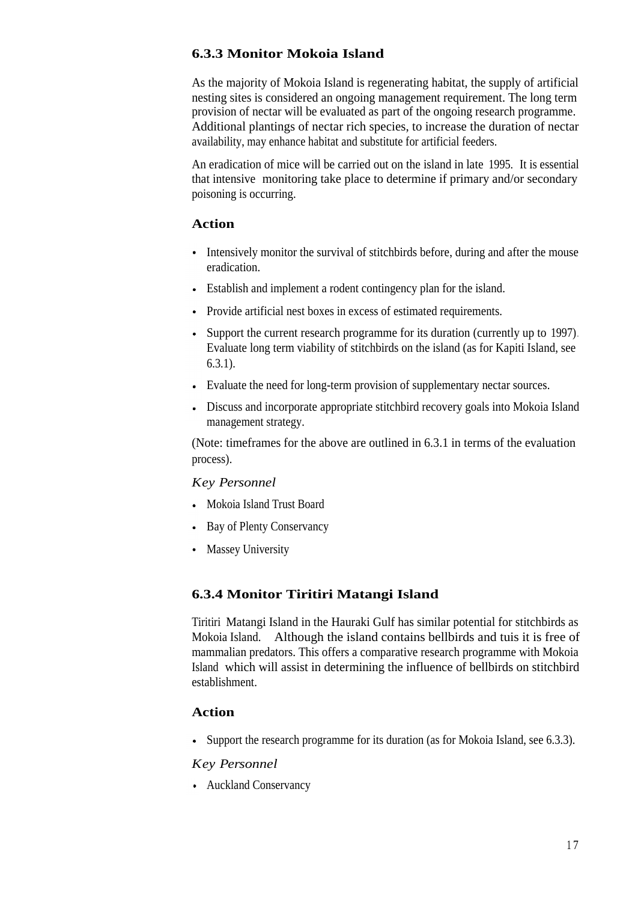### 6.3.3 Monitor Mokoia Island

As the majority of Mokoia Island is regenerating habitat, the supply of artificial nesting sites is considered an ongoing management requirement. The long term provision of nectar will be evaluated as part of the ongoing research programme. Additional plantings of nectar rich species, to increase the duration of nectar availability, may enhance habitat and substitute for artificial feeders.

An eradication of mice will be carried out on the island in late 1995. It is essential that intensive monitoring take place to determine if primary and/or secondary poisoning is occurring.

#### Action

- Intensively monitor the survival of stitchbirds before, during and after the mouse eradication.
- Establish and implement a rodent contingency plan for the island.
- Provide artificial nest boxes in excess of estimated requirements.
- Support the current research programme for its duration (currently up to 1997). Evaluate long term viability of stitchbirds on the island (as for Kapiti Island, see 6.3.1).
- Evaluate the need for long-term provision of supplementary nectar sources.
- Discuss and incorporate appropriate stitchbird recovery goals into Mokoia Island management strategy.

(Note: timeframes for the above are outlined in 6.3.1 in terms of the evaluation process).

*Key Personnel*

- Mokoia Island Trust Board
- Bay of Plenty Conservancy
- Massey University

### 6.3.4 Monitor Tiritiri Matangi Island

Tiritiri Matangi Island in the Hauraki Gulf has similar potential for stitchbirds as Mokoia Island. Although the island contains bellbirds and tuis it is free of mammalian predators. This offers a comparative research programme with Mokoia Island which will assist in determining the influence of bellbirds on stitchbird establishment.

#### Action

- Support the research programme for its duration (as for Mokoia Island, see 6.3.3).

*Key Personnel*

- Auckland Conservancy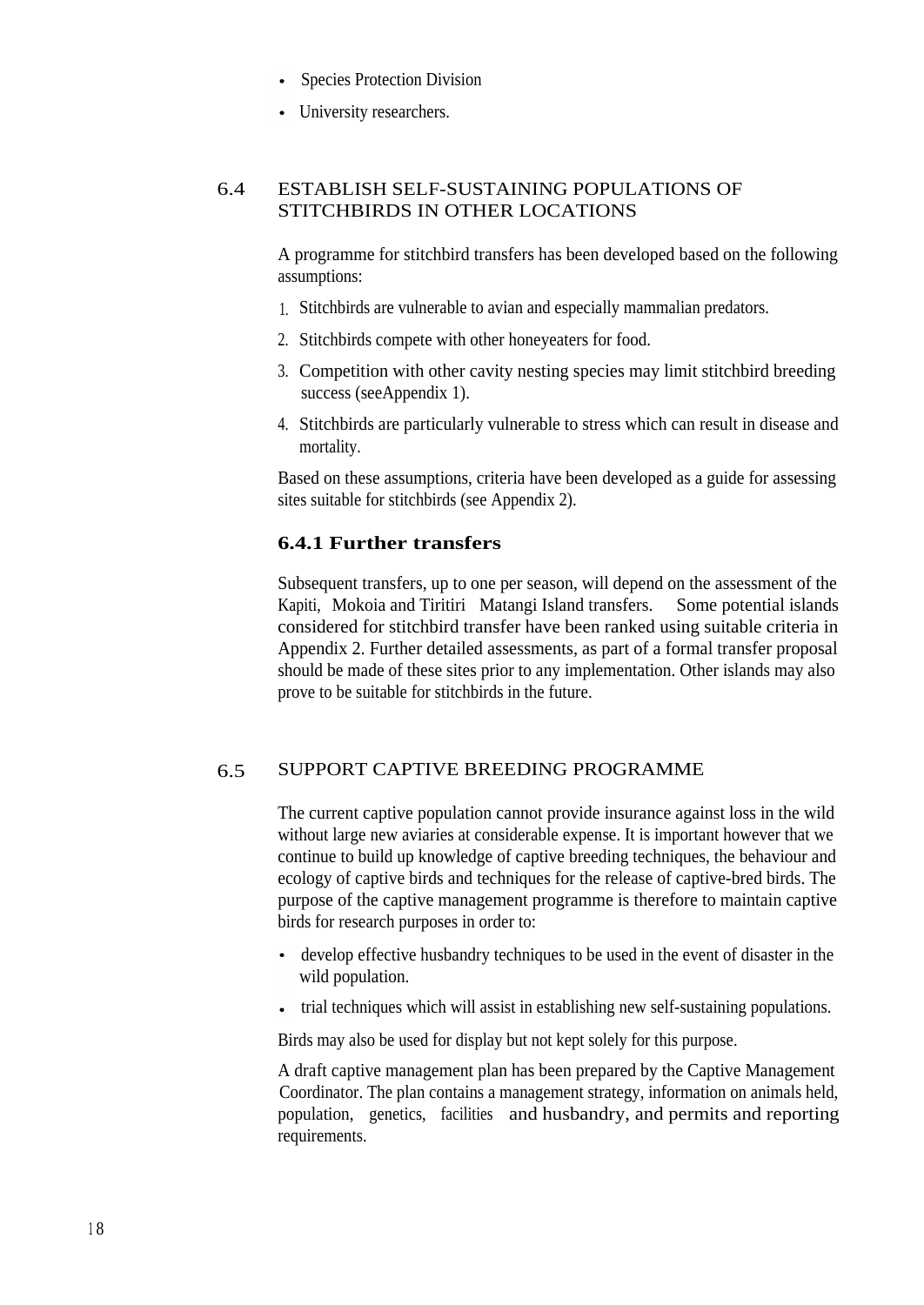- Species Protection Division
- University researchers.

## 6.4 ESTABLISH SELF-SUSTAINING POPULATIONS OF STITCHBIRDS IN OTHER LOCATIONS

A programme for stitchbird transfers has been developed based on the following assumptions:

1. Stitchbirds are vulnerable to avian and especially mammalian predators.
2. Stitchbirds compete with other honeyeaters for food.
3. Competition with other cavity nesting species may limit stitchbird breeding success (seeAppendix 1).
4. Stitchbirds are particularly vulnerable to stress which can result in disease and mortality.

Based on these assumptions, criteria have been developed as a guide for assessing sites suitable for stitchbirds (see Appendix 2).

### 6.4.1 Further transfers

Subsequent transfers, up to one per season, will depend on the assessment of the Kapiti, Mokoia and Tiritiri Matangi Island transfers. Some potential islands considered for stitchbird transfer have been ranked using suitable criteria in Appendix 2. Further detailed assessments, as part of a formal transfer proposal should be made of these sites prior to any implementation. Other islands may also prove to be suitable for stitchbirds in the future.

## 6.5 SUPPORT CAPTIVE BREEDING PROGRAMME

The current captive population cannot provide insurance against loss in the wild without large new aviaries at considerable expense. It is important however that we continue to build up knowledge of captive breeding techniques, the behaviour and ecology of captive birds and techniques for the release of captive-bred birds. The purpose of the captive management programme is therefore to maintain captive birds for research purposes in order to:

- develop effective husbandry techniques to be used in the event of disaster in the wild population.
- trial techniques which will assist in establishing new self-sustaining populations.

Birds may also be used for display but not kept solely for this purpose.

A draft captive management plan has been prepared by the Captive Management Coordinator. The plan contains a management strategy, information on animals held, population, genetics, facilities and husbandry, and permits and reporting requirements.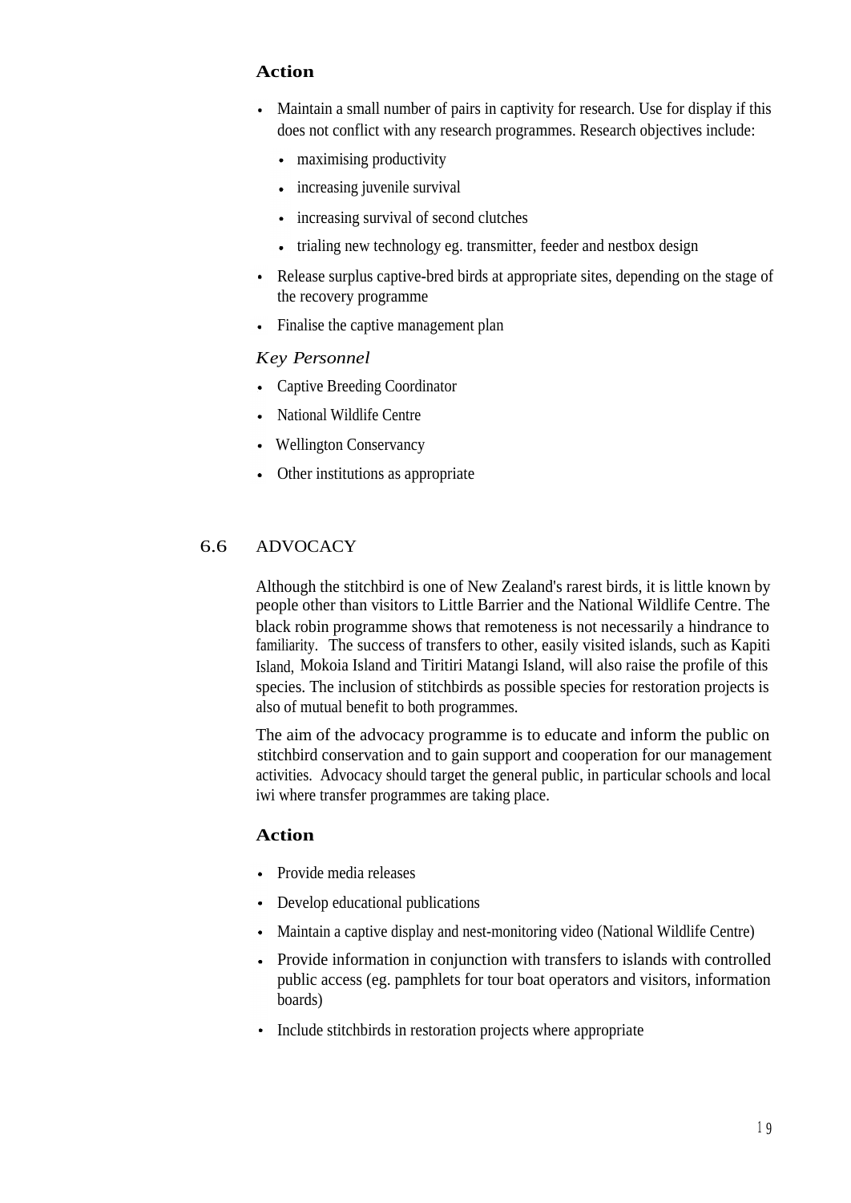**Action**

- Maintain a small number of pairs in captivity for research. Use for display if this does not conflict with any research programmes. Research objectives include:
  - maximising productivity
  - increasing juvenile survival
  - increasing survival of second clutches
  - trialing new technology eg. transmitter, feeder and nestbox design
- Release surplus captive-bred birds at appropriate sites, depending on the stage of the recovery programme
- Finalise the captive management plan

*Key Personnel*

- Captive Breeding Coordinator
- National Wildlife Centre
- Wellington Conservancy
- Other institutions as appropriate

## 6.6 ADVOCACY

Although the stitchbird is one of New Zealand's rarest birds, it is little known by people other than visitors to Little Barrier and the National Wildlife Centre. The black robin programme shows that remoteness is not necessarily a hindrance to familiarity. The success of transfers to other, easily visited islands, such as Kapiti Island, Mokoia Island and Tiritiri Matangi Island, will also raise the profile of this species. The inclusion of stitchbirds as possible species for restoration projects is also of mutual benefit to both programmes.

The aim of the advocacy programme is to educate and inform the public on stitchbird conservation and to gain support and cooperation for our management activities. Advocacy should target the general public, in particular schools and local iwi where transfer programmes are taking place.

**Action**

- Provide media releases
- Develop educational publications
- Maintain a captive display and nest-monitoring video (National Wildlife Centre)
- Provide information in conjunction with transfers to islands with controlled public access (eg. pamphlets for tour boat operators and visitors, information boards)
- Include stitchbirds in restoration projects where appropriate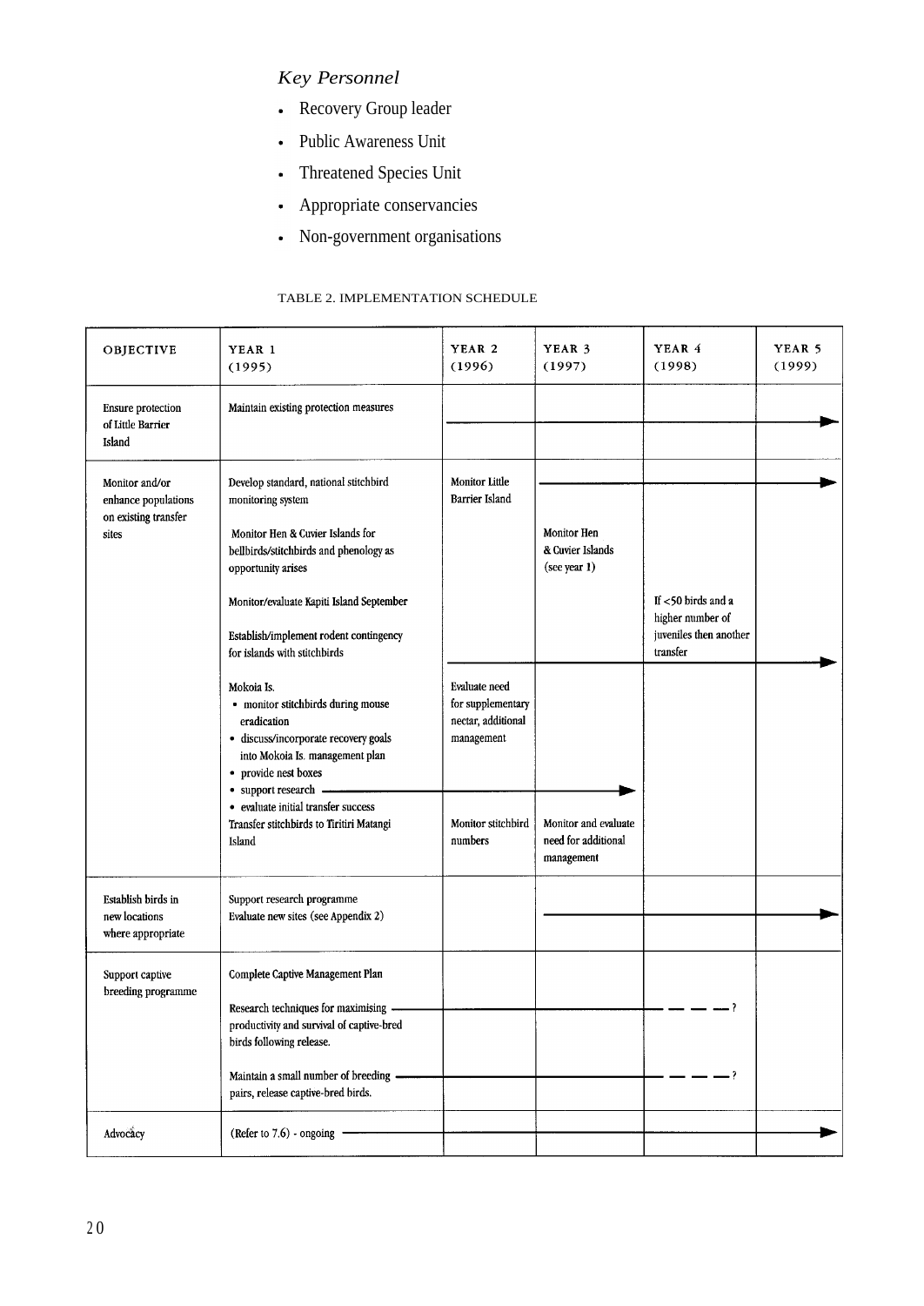*Key Personnel*

- Recovery Group leader
- Public Awareness Unit
- Threatened Species Unit
- Appropriate conservancies
- Non-government organisations

TABLE 2. IMPLEMENTATION SCHEDULE

| OBJECTIVE | YEAR 1 (1995) | YEAR 2 (1996) | YEAR 3 (1997) | YEAR 4 (1998) | YEAR 5 (1999) |
|---|---|---|---|---|---|
| Ensure protection of Little Barrier Island | Maintain existing protection measures | → | → | → | → |
| Monitor and/or enhance populations on existing transfer sites | Develop standard, national stitchbird monitoring system | Monitor Little Barrier Island | → | → | → |
| | Monitor Hen & Cuvier Islands for bellbirds/stitchbirds and phenology as opportunity arises | | Monitor Hen & Cuvier Islands (see year 1) | | |
| | Monitor/evaluate Kapiti Island September | | | If <50 birds and a higher number of juveniles then another transfer | |
| | Establish/implement rodent contingency for islands with stitchbirds | → | → | → | → |
| | Mokoia Is. • monitor stitchbirds during mouse eradication • discuss/incorporate recovery goals into Mokoia Is. management plan • provide nest boxes • support research • evaluate initial transfer success | Evaluate need for supplementary nectar, additional management (support research →) | → | | |
| | Transfer stitchbirds to Tiritiri Matangi Island | Monitor stitchbird numbers | Monitor and evaluate need for additional management | | |
| Establish birds in new locations where appropriate | Support research programme Evaluate new sites (see Appendix 2) | | → | → | → |
| Support captive breeding programme | Complete Captive Management Plan | | | | |
| | Research techniques for maximising productivity and survival of captive-bred birds following release. | → | → | - - - ? | |
| | Maintain a small number of breeding pairs, release captive-bred birds. | → | → | - - - ? | |
| Advocacy | (Refer to 7.6) - ongoing | → | → | → | → |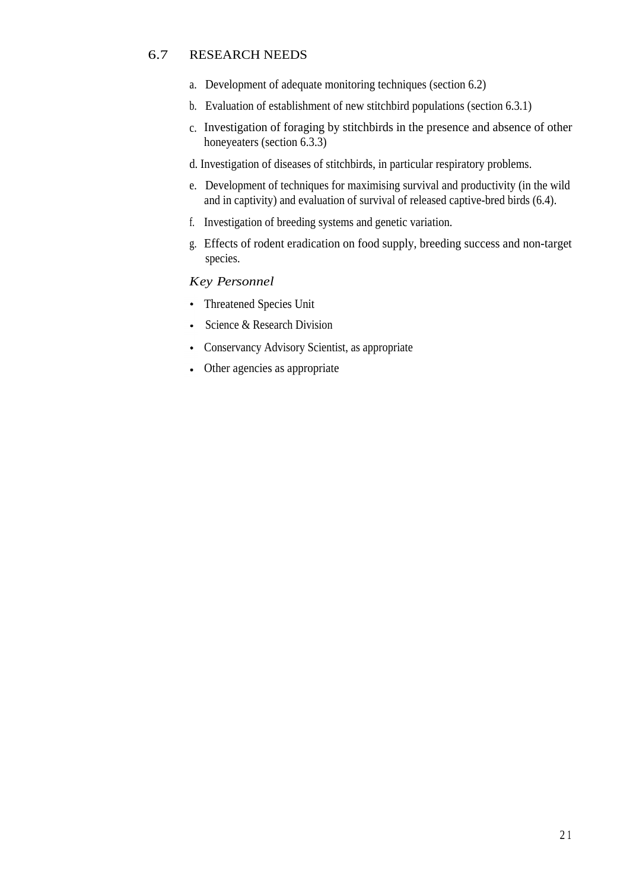## 6.7 RESEARCH NEEDS

a. Development of adequate monitoring techniques (section 6.2)

b. Evaluation of establishment of new stitchbird populations (section 6.3.1)

c. Investigation of foraging by stitchbirds in the presence and absence of other honeyeaters (section 6.3.3)

d. Investigation of diseases of stitchbirds, in particular respiratory problems.

e. Development of techniques for maximising survival and productivity (in the wild and in captivity) and evaluation of survival of released captive-bred birds (6.4).

f. Investigation of breeding systems and genetic variation.

g. Effects of rodent eradication on food supply, breeding success and non-target species.

*Key Personnel*

- Threatened Species Unit
- Science & Research Division
- Conservancy Advisory Scientist, as appropriate
- Other agencies as appropriate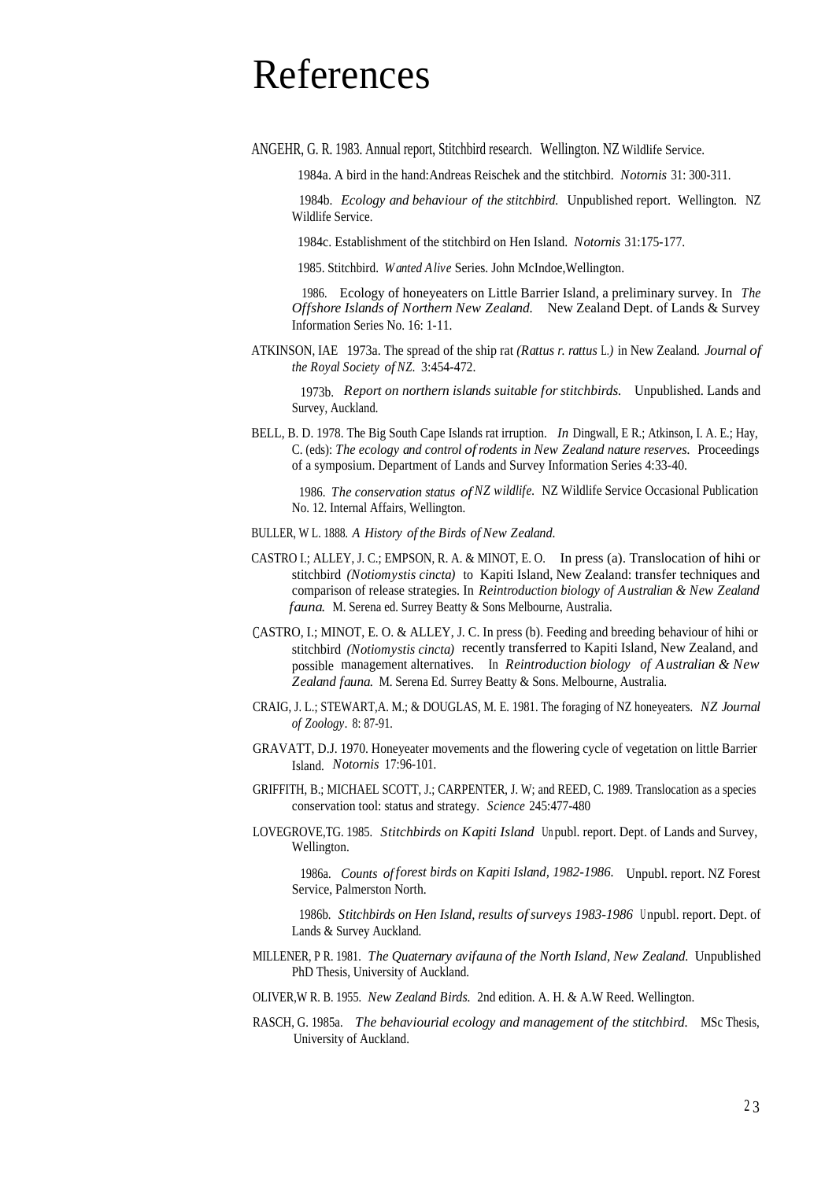# References

ANGEHR, G. R. 1983. Annual report, Stitchbird research. Wellington. NZ Wildlife Service.

1984a. A bird in the hand: Andreas Reischek and the stitchbird. *Notornis* 31: 300-311.

1984b. *Ecology and behaviour of the stitchbird.* Unpublished report. Wellington. NZ Wildlife Service.

1984c. Establishment of the stitchbird on Hen Island. *Notornis* 31:175-177.

1985. Stitchbird. *Wanted Alive* Series. John McIndoe, Wellington.

1986. Ecology of honeyeaters on Little Barrier Island, a preliminary survey. In *The Offshore Islands of Northern New Zealand.* New Zealand Dept. of Lands & Survey Information Series No. 16: 1-11.

ATKINSON, IAE 1973a. The spread of the ship rat *(Rattus r. rattus* L.*)* in New Zealand. *Journal of the Royal Society of NZ.* 3:454-472.

1973b. *Report on northern islands suitable for stitchbirds.* Unpublished. Lands and Survey, Auckland.

BELL, B. D. 1978. The Big South Cape Islands rat irruption. *In* Dingwall, E R.; Atkinson, I. A. E.; Hay, C. (eds): *The ecology and control of rodents in New Zealand nature reserves.* Proceedings of a symposium. Department of Lands and Survey Information Series 4:33-40.

1986. *The conservation status of NZ wildlife.* NZ Wildlife Service Occasional Publication No. 12. Internal Affairs, Wellington.

BULLER, W L. 1888. *A History of the Birds of New Zealand.*

CASTRO I.; ALLEY, J. C.; EMPSON, R. A. & MINOT, E. O. In press (a). Translocation of hihi or stitchbird *(Notiomystis cincta)* to Kapiti Island, New Zealand: transfer techniques and comparison of release strategies. In *Reintroduction biology of Australian & New Zealand fauna.* M. Serena ed. Surrey Beatty & Sons Melbourne, Australia.

CASTRO, I.; MINOT, E. O. & ALLEY, J. C. In press (b). Feeding and breeding behaviour of hihi or stitchbird *(Notiomystis cincta)* recently transferred to Kapiti Island, New Zealand, and possible management alternatives. In *Reintroduction biology of Australian & New Zealand fauna.* M. Serena Ed. Surrey Beatty & Sons. Melbourne, Australia.

CRAIG, J. L.; STEWART, A. M.; & DOUGLAS, M. E. 1981. The foraging of NZ honeyeaters. *NZ Journal of Zoology*. 8: 87-91.

GRAVATT, D.J. 1970. Honeyeater movements and the flowering cycle of vegetation on little Barrier Island. *Notornis* 17:96-101.

GRIFFITH, B.; MICHAEL SCOTT, J.; CARPENTER, J. W; and REED, C. 1989. Translocation as a species conservation tool: status and strategy. *Science* 245:477-480

LOVEGROVE, TG. 1985. *Stitchbirds on Kapiti Island* Unpubl. report. Dept. of Lands and Survey, Wellington.

1986a. *Counts of forest birds on Kapiti Island, 1982-1986.* Unpubl. report. NZ Forest Service, Palmerston North.

1986b. *Stitchbirds on Hen Island, results of surveys 1983-1986* Unpubl. report. Dept. of Lands & Survey Auckland.

MILLENER, P R. 1981. *The Quaternary avifauna of the North Island, New Zealand.* Unpublished PhD Thesis, University of Auckland.

OLIVER, W R. B. 1955. *New Zealand Birds.* 2nd edition. A. H. & A.W Reed. Wellington.

RASCH, G. 1985a. *The behaviourial ecology and management of the stitchbird.* MSc Thesis, University of Auckland.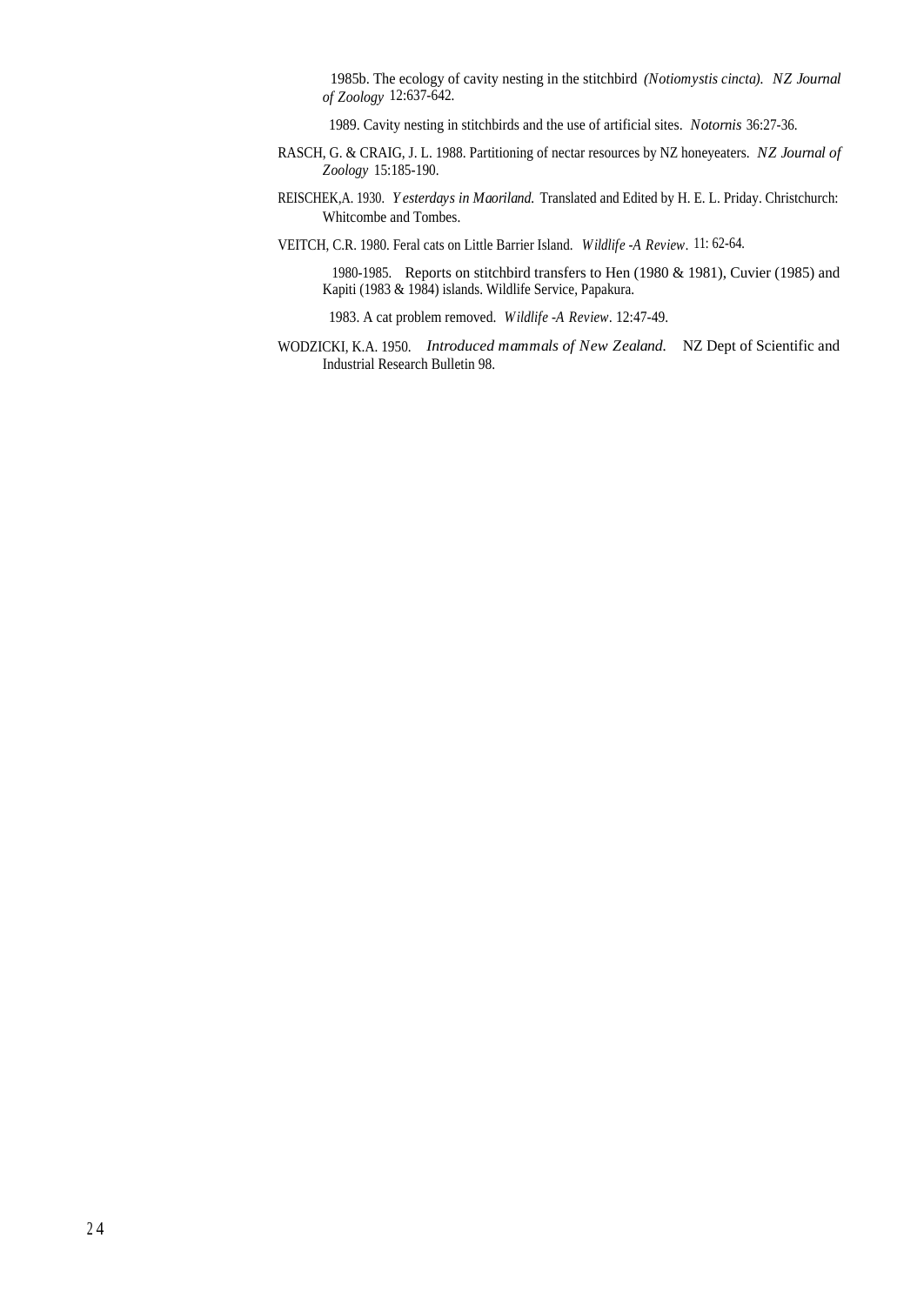1985b. The ecology of cavity nesting in the stitchbird *(Notiomystis cincta). NZ Journal of Zoology* 12:637-642.

1989. Cavity nesting in stitchbirds and the use of artificial sites. *Notornis* 36:27-36.

RASCH, G. & CRAIG, J. L. 1988. Partitioning of nectar resources by NZ honeyeaters. *NZ Journal of Zoology* 15:185-190.

REISCHEK,A. 1930. *Yesterdays in Maoriland.* Translated and Edited by H. E. L. Priday. Christchurch: Whitcombe and Tombes.

VEITCH, C.R. 1980. Feral cats on Little Barrier Island. *Wildlife -A Review*. 11: 62-64.

1980-1985. Reports on stitchbird transfers to Hen (1980 & 1981), Cuvier (1985) and Kapiti (1983 & 1984) islands. Wildlife Service, Papakura.

1983. A cat problem removed. *Wildlife -A Review*. 12:47-49.

WODZICKI, K.A. 1950. *Introduced mammals of New Zealand.* NZ Dept of Scientific and Industrial Research Bulletin 98.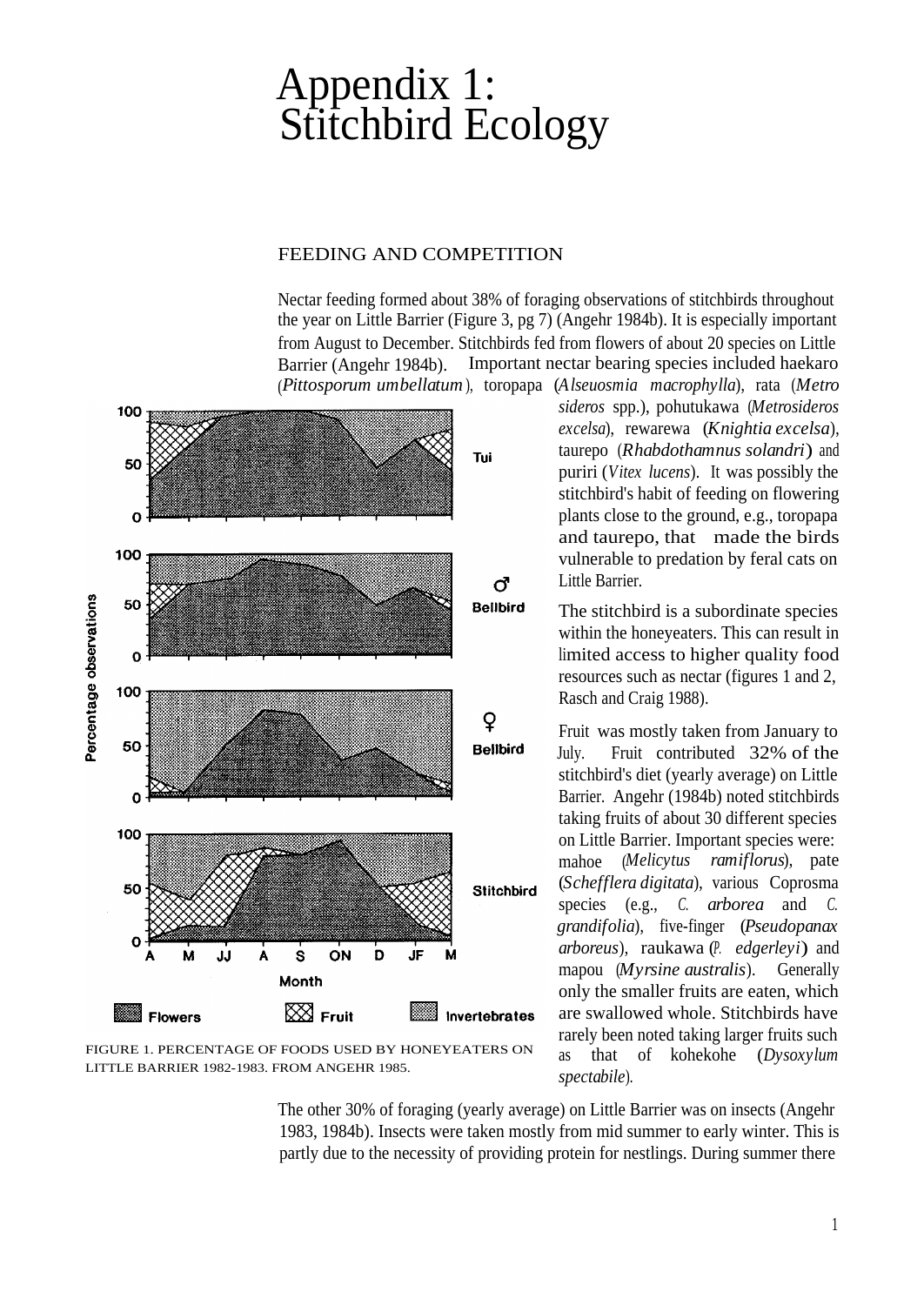# Appendix 1: Stitchbird Ecology

## FEEDING AND COMPETITION

Nectar feeding formed about 38% of foraging observations of stitchbirds throughout the year on Little Barrier (Figure 3, pg 7) (Angehr 1984b). It is especially important from August to December. Stitchbirds fed from flowers of about 20 species on Little Barrier (Angehr 1984b). Important nectar bearing species included haekaro (*Pittosporum umbellatum*), toropapa (*Alseuosmia macrophylla*), rata (*Metrosideros* spp.), pohutukawa (*Metrosideros excelsa*), rewarewa (*Knightia excelsa*), taurepo (*Rhabdothamnus solandri*) and puriri (*Vitex lucens*). It was possibly the stitchbird's habit of feeding on flowering plants close to the ground, e.g., toropapa and taurepo, that made the birds vulnerable to predation by feral cats on Little Barrier.

The stitchbird is a subordinate species within the honeyeaters. This can result in limited access to higher quality food resources such as nectar (figures 1 and 2, Rasch and Craig 1988).

Fruit was mostly taken from January to July. Fruit contributed 32% of the stitchbird's diet (yearly average) on Little Barrier. Angehr (1984b) noted stitchbirds taking fruits of about 30 different species on Little Barrier. Important species were: mahoe (*Melicytus ramiflorus*), pate (*Schefflera digitata*), various Coprosma species (e.g., *C. arborea* and *C. grandifolia*), five-finger (*Pseudopanax arboreus*), raukawa (*P. edgerleyi*) and mapou (*Myrsine australis*). Generally only the smaller fruits are eaten, which are swallowed whole. Stitchbirds have rarely been noted taking larger fruits such as that of kohekohe (*Dysoxylum spectabile*).

FIGURE 1. PERCENTAGE OF FOODS USED BY HONEYEATERS ON LITTLE BARRIER 1982-1983. FROM ANGEHR 1985.

The other 30% of foraging (yearly average) on Little Barrier was on insects (Angehr 1983, 1984b). Insects were taken mostly from mid summer to early winter. This is partly due to the necessity of providing protein for nestlings. During summer there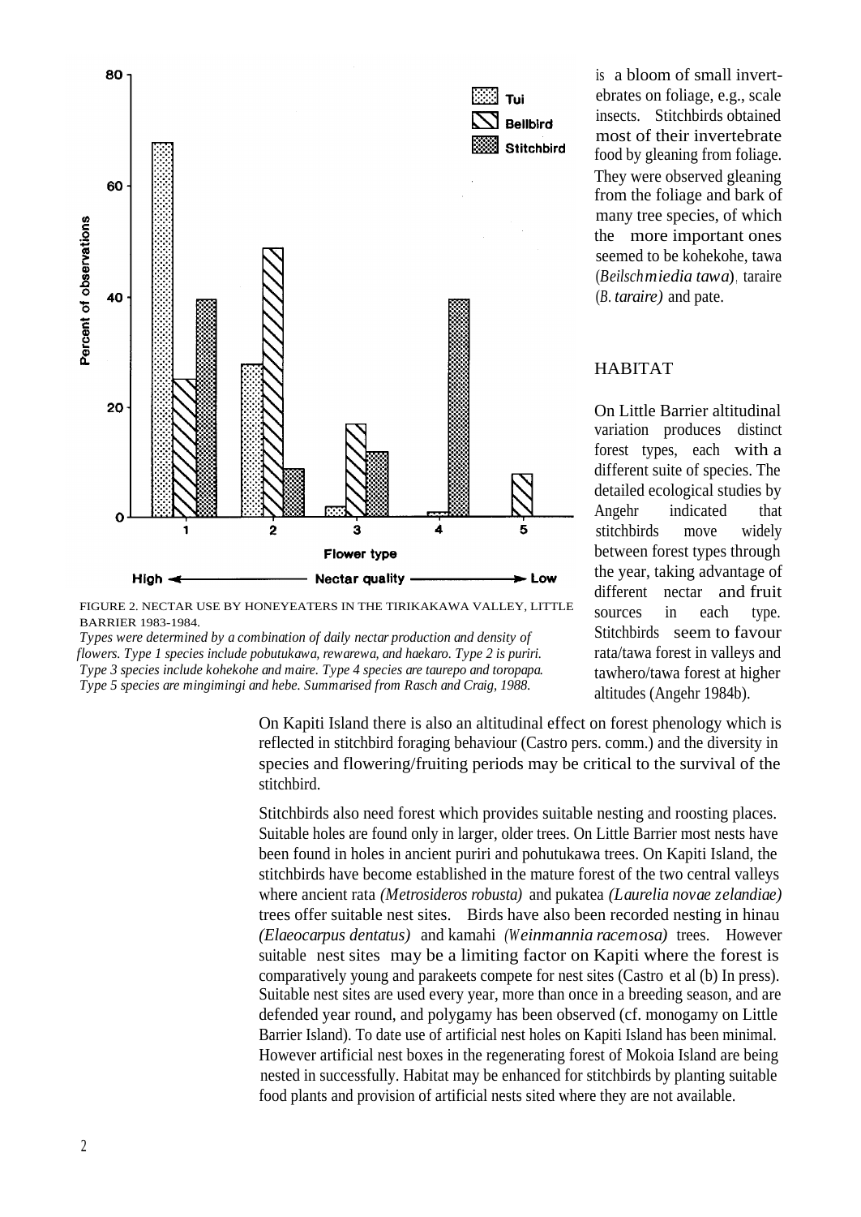is a bloom of small invertebrates on foliage, e.g., scale insects. Stitchbirds obtained most of their invertebrate food by gleaning from foliage. They were observed gleaning from the foliage and bark of many tree species, of which the more important ones seemed to be kohekohe, tawa (*Beilschmiedia tawa*), taraire (*B. taraire)* and pate.

FIGURE 2. NECTAR USE BY HONEYEATERS IN THE TIRIKAKAWA VALLEY, LITTLE BARRIER 1983-1984.

*Types were determined by a combination of daily nectar production and density of flowers. Type 1 species include pobutukawa, rewarewa, and haekaro. Type 2 is puriri. Type 3 species include kohekohe and maire. Type 4 species are taurepo and toropapa. Type 5 species are mingimingi and hebe. Summarised from Rasch and Craig, 1988.*

## HABITAT

On Little Barrier altitudinal variation produces distinct forest types, each with a different suite of species. The detailed ecological studies by Angehr indicated that stitchbirds move widely between forest types through the year, taking advantage of different nectar and fruit sources in each type. Stitchbirds seem to favour rata/tawa forest in valleys and tawhero/tawa forest at higher altitudes (Angehr 1984b).

On Kapiti Island there is also an altitudinal effect on forest phenology which is reflected in stitchbird foraging behaviour (Castro pers. comm.) and the diversity in species and flowering/fruiting periods may be critical to the survival of the stitchbird.

Stitchbirds also need forest which provides suitable nesting and roosting places. Suitable holes are found only in larger, older trees. On Little Barrier most nests have been found in holes in ancient puriri and pohutukawa trees. On Kapiti Island, the stitchbirds have become established in the mature forest of the two central valleys where ancient rata *(Metrosideros robusta)* and pukatea *(Laurelia novae zelandiae)* trees offer suitable nest sites. Birds have also been recorded nesting in hinau *(Elaeocarpus dentatus)* and kamahi *(Weinmannia racemosa)* trees. However suitable nest sites may be a limiting factor on Kapiti where the forest is comparatively young and parakeets compete for nest sites (Castro et al (b) In press). Suitable nest sites are used every year, more than once in a breeding season, and are defended year round, and polygamy has been observed (cf. monogamy on Little Barrier Island). To date use of artificial nest holes on Kapiti Island has been minimal. However artificial nest boxes in the regenerating forest of Mokoia Island are being nested in successfully. Habitat may be enhanced for stitchbirds by planting suitable food plants and provision of artificial nests sited where they are not available.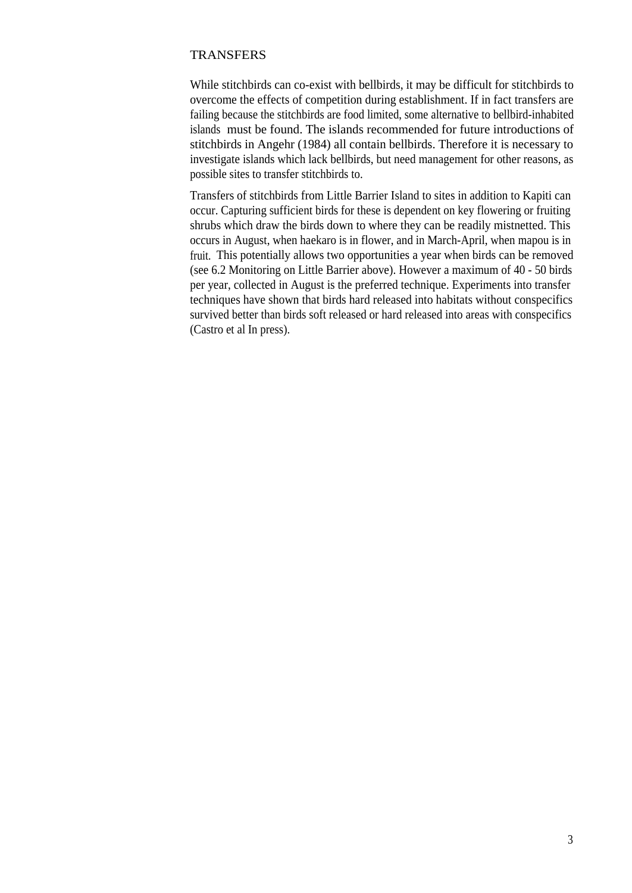## TRANSFERS

While stitchbirds can co-exist with bellbirds, it may be difficult for stitchbirds to overcome the effects of competition during establishment. If in fact transfers are failing because the stitchbirds are food limited, some alternative to bellbird-inhabited islands must be found. The islands recommended for future introductions of stitchbirds in Angehr (1984) all contain bellbirds. Therefore it is necessary to investigate islands which lack bellbirds, but need management for other reasons, as possible sites to transfer stitchbirds to.

Transfers of stitchbirds from Little Barrier Island to sites in addition to Kapiti can occur. Capturing sufficient birds for these is dependent on key flowering or fruiting shrubs which draw the birds down to where they can be readily mistnetted. This occurs in August, when haekaro is in flower, and in March-April, when mapou is in fruit. This potentially allows two opportunities a year when birds can be removed (see 6.2 Monitoring on Little Barrier above). However a maximum of 40 - 50 birds per year, collected in August is the preferred technique. Experiments into transfer techniques have shown that birds hard released into habitats without conspecifics survived better than birds soft released or hard released into areas with conspecifics (Castro et al In press).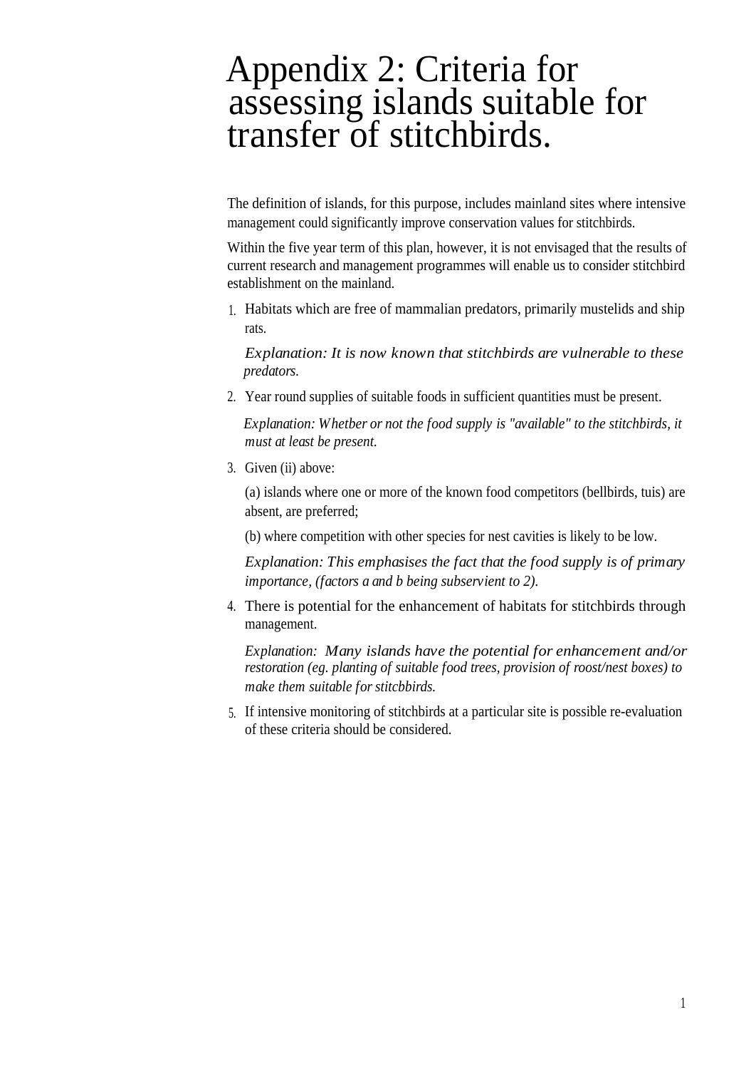# Appendix 2: Criteria for assessing islands suitable for transfer of stitchbirds.

The definition of islands, for this purpose, includes mainland sites where intensive management could significantly improve conservation values for stitchbirds.

Within the five year term of this plan, however, it is not envisaged that the results of current research and management programmes will enable us to consider stitchbird establishment on the mainland.

1. Habitats which are free of mammalian predators, primarily mustelids and ship rats.

   *Explanation: It is now known that stitchbirds are vulnerable to these predators.*

2. Year round supplies of suitable foods in sufficient quantities must be present.

   *Explanation: Whetber or not the food supply is "available" to the stitchbirds, it must at least be present.*

3. Given (ii) above:

   (a) islands where one or more of the known food competitors (bellbirds, tuis) are absent, are preferred;

   (b) where competition with other species for nest cavities is likely to be low.

   *Explanation: This emphasises the fact that the food supply is of primary importance, (factors a and b being subservient to 2).*

4. There is potential for the enhancement of habitats for stitchbirds through management.

   *Explanation: Many islands have the potential for enhancement and/or restoration (eg. planting of suitable food trees, provision of roost/nest boxes) to make them suitable for stitcbbirds.*

5. If intensive monitoring of stitchbirds at a particular site is possible re-evaluation of these criteria should be considered.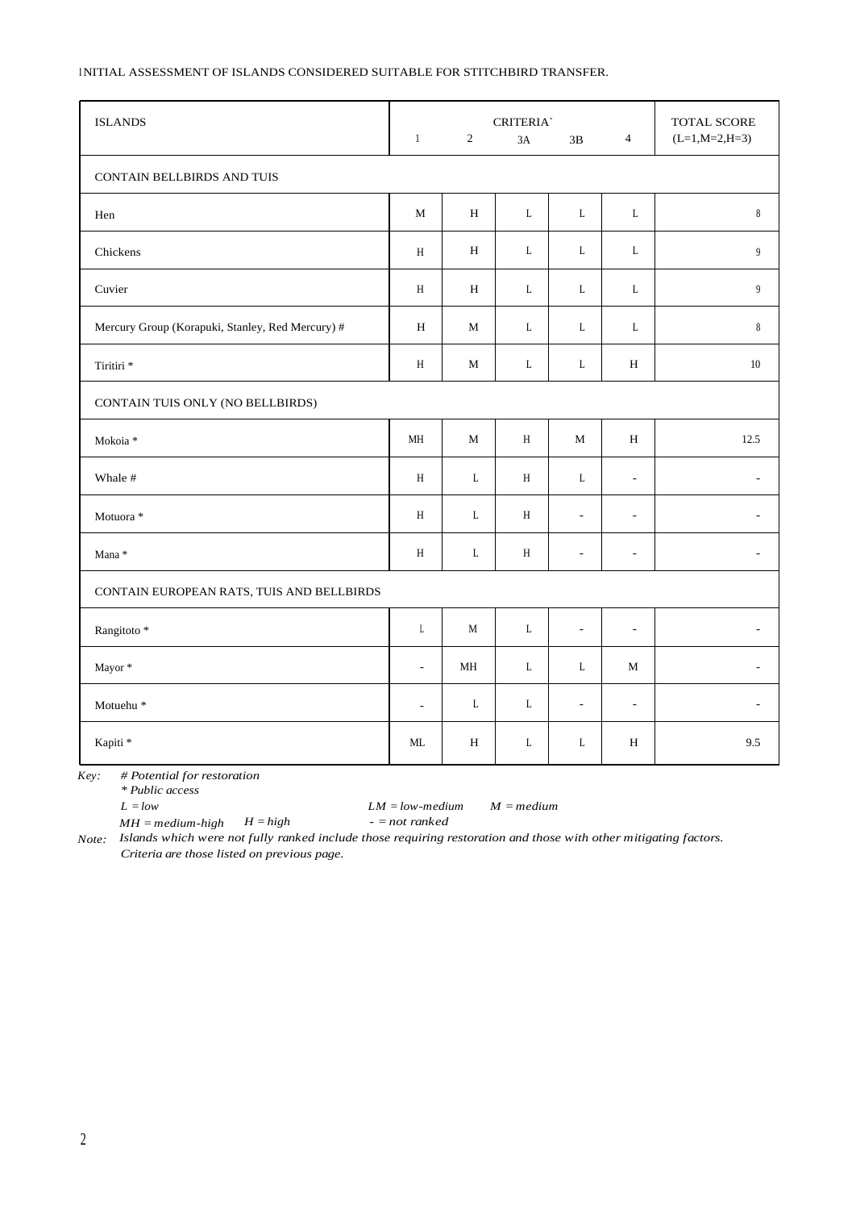INITIAL ASSESSMENT OF ISLANDS CONSIDERED SUITABLE FOR STITCHBIRD TRANSFER.

| ISLANDS | CRITERIA` 1 | 2 | 3A | 3B | 4 | TOTAL SCORE (L=1,M=2,H=3) |
|---|---|---|---|---|---|---|
| CONTAIN BELLBIRDS AND TUIS | | | | | | |
| Hen | M | H | L | L | L | 8 |
| Chickens | H | H | L | L | L | 9 |
| Cuvier | H | H | L | L | L | 9 |
| Mercury Group (Korapuki, Stanley, Red Mercury) # | H | M | L | L | L | 8 |
| Tiritiri * | H | M | L | L | H | 10 |
| CONTAIN TUIS ONLY (NO BELLBIRDS) | | | | | | |
| Mokoia * | MH | M | H | M | H | 12.5 |
| Whale # | H | L | H | L | - | - |
| Motuora * | H | L | H | - | - | - |
| Mana * | H | L | H | - | - | - |
| CONTAIN EUROPEAN RATS, TUIS AND BELLBIRDS | | | | | | |
| Rangitoto * | L | M | L | - | - | - |
| Mayor * | - | MH | L | L | M | - |
| Motuehu * | - | L | L | - | - | - |
| Kapiti * | ML | H | L | L | H | 9.5 |

*Key:* *# Potential for restoration*
*\* Public access*
*L = low* *LM = low-medium* *M = medium*
*MH = medium-high* *H = high* *- = not ranked*

*Note:* *Islands which were not fully ranked include those requiring restoration and those with other mitigating factors. Criteria are those listed on previous page.*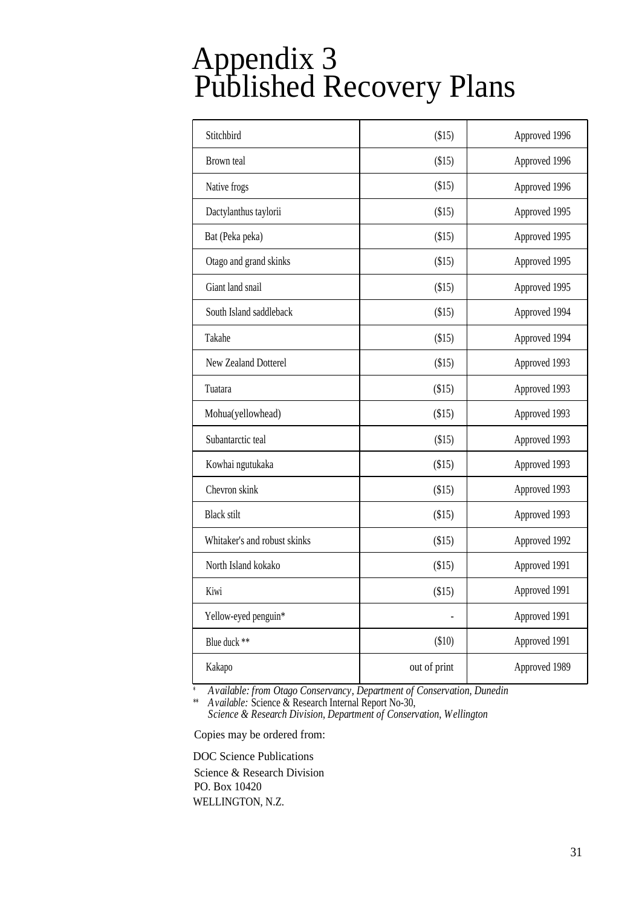# Appendix 3
# Published Recovery Plans

| | | |
|---|---|---|
| Stitchbird | ($15) | Approved 1996 |
| Brown teal | ($15) | Approved 1996 |
| Native frogs | ($15) | Approved 1996 |
| Dactylanthus taylorii | ($15) | Approved 1995 |
| Bat (Peka peka) | ($15) | Approved 1995 |
| Otago and grand skinks | ($15) | Approved 1995 |
| Giant land snail | ($15) | Approved 1995 |
| South Island saddleback | ($15) | Approved 1994 |
| Takahe | ($15) | Approved 1994 |
| New Zealand Dotterel | ($15) | Approved 1993 |
| Tuatara | ($15) | Approved 1993 |
| Mohua(yellowhead) | ($15) | Approved 1993 |
| Subantarctic teal | ($15) | Approved 1993 |
| Kowhai ngutukaka | ($15) | Approved 1993 |
| Chevron skink | ($15) | Approved 1993 |
| Black stilt | ($15) | Approved 1993 |
| Whitaker's and robust skinks | ($15) | Approved 1992 |
| North Island kokako | ($15) | Approved 1991 |
| Kiwi | ($15) | Approved 1991 |
| Yellow-eyed penguin* | - | Approved 1991 |
| Blue duck ** | ($10) | Approved 1991 |
| Kakapo | out of print | Approved 1989 |

\* *Available: from Otago Conservancy, Department of Conservation, Dunedin*

\** *Available:* Science & Research Internal Report No-30, *Science & Research Division, Department of Conservation, Wellington*

Copies may be ordered from:

DOC Science Publications
Science & Research Division
PO. Box 10420
WELLINGTON, N.Z.